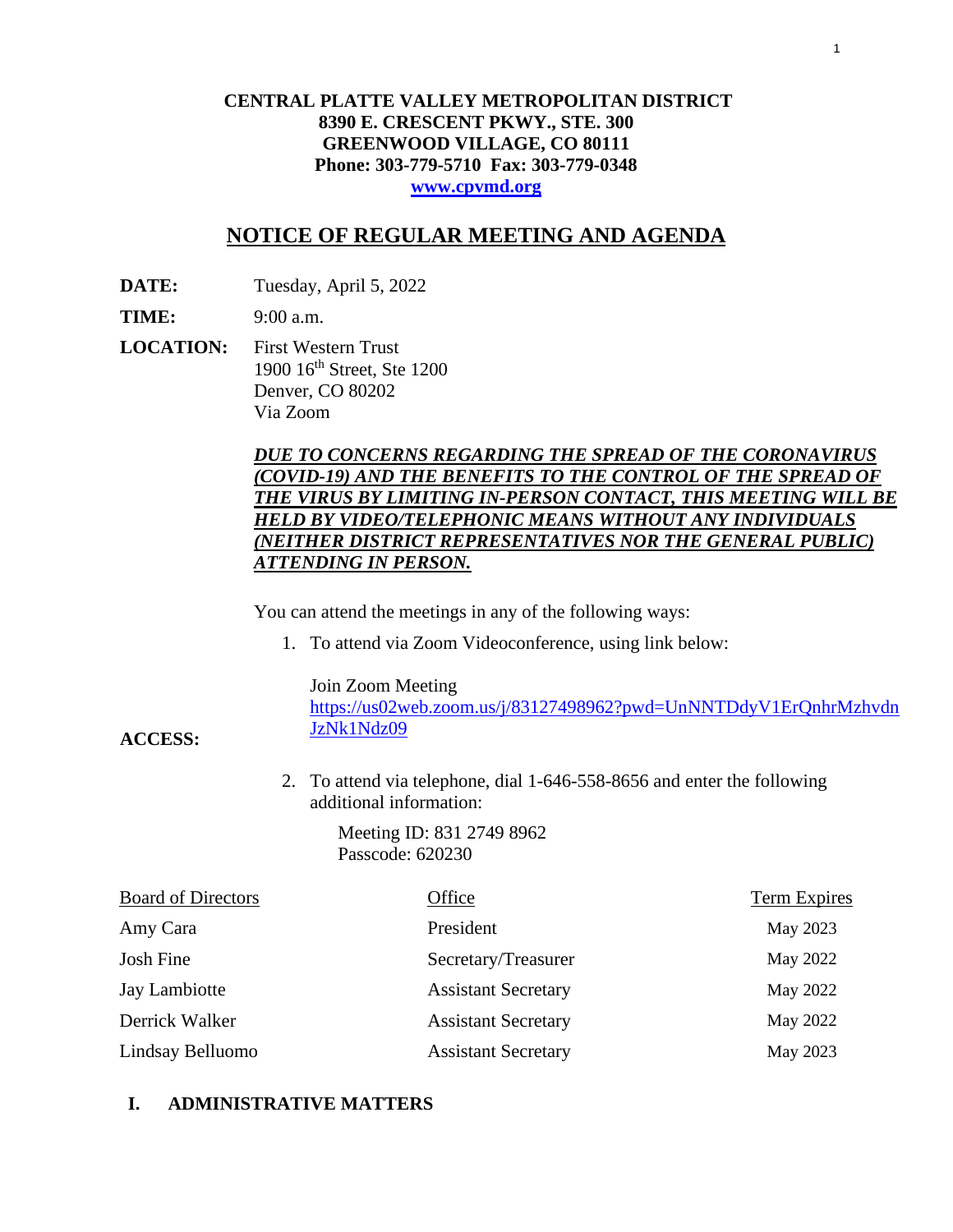**CENTRAL PLATTE VALLEY METROPOLITAN DISTRICT**
**8390 E. CRESCENT PKWY., STE. 300**
**GREENWOOD VILLAGE, CO 80111**
**Phone: 303-779-5710 Fax: 303-779-0348**
**[www.cpvmd.org](www.cpvmd.org)**

# NOTICE OF REGULAR MEETING AND AGENDA

**DATE:** Tuesday, April 5, 2022

**TIME:** 9:00 a.m.

**LOCATION:** First Western Trust
1900 16th Street, Ste 1200
Denver, CO 80202
Via Zoom

***DUE TO CONCERNS REGARDING THE SPREAD OF THE CORONAVIRUS (COVID-19) AND THE BENEFITS TO THE CONTROL OF THE SPREAD OF THE VIRUS BY LIMITING IN-PERSON CONTACT, THIS MEETING WILL BE HELD BY VIDEO/TELEPHONIC MEANS WITHOUT ANY INDIVIDUALS (NEITHER DISTRICT REPRESENTATIVES NOR THE GENERAL PUBLIC) ATTENDING IN PERSON.***

**ACCESS:**

You can attend the meetings in any of the following ways:

1. To attend via Zoom Videoconference, using link below:

   Join Zoom Meeting
   https://us02web.zoom.us/j/83127498962?pwd=UnNNTDdyV1ErQnhrMzhvdnJzNk1Ndz09

2. To attend via telephone, dial 1-646-558-8656 and enter the following additional information:

   Meeting ID: 831 2749 8962
   Passcode: 620230

| Board of Directors | Office | Term Expires |
|---|---|---|
| Amy Cara | President | May 2023 |
| Josh Fine | Secretary/Treasurer | May 2022 |
| Jay Lambiotte | Assistant Secretary | May 2022 |
| Derrick Walker | Assistant Secretary | May 2022 |
| Lindsay Belluomo | Assistant Secretary | May 2023 |

## I. ADMINISTRATIVE MATTERS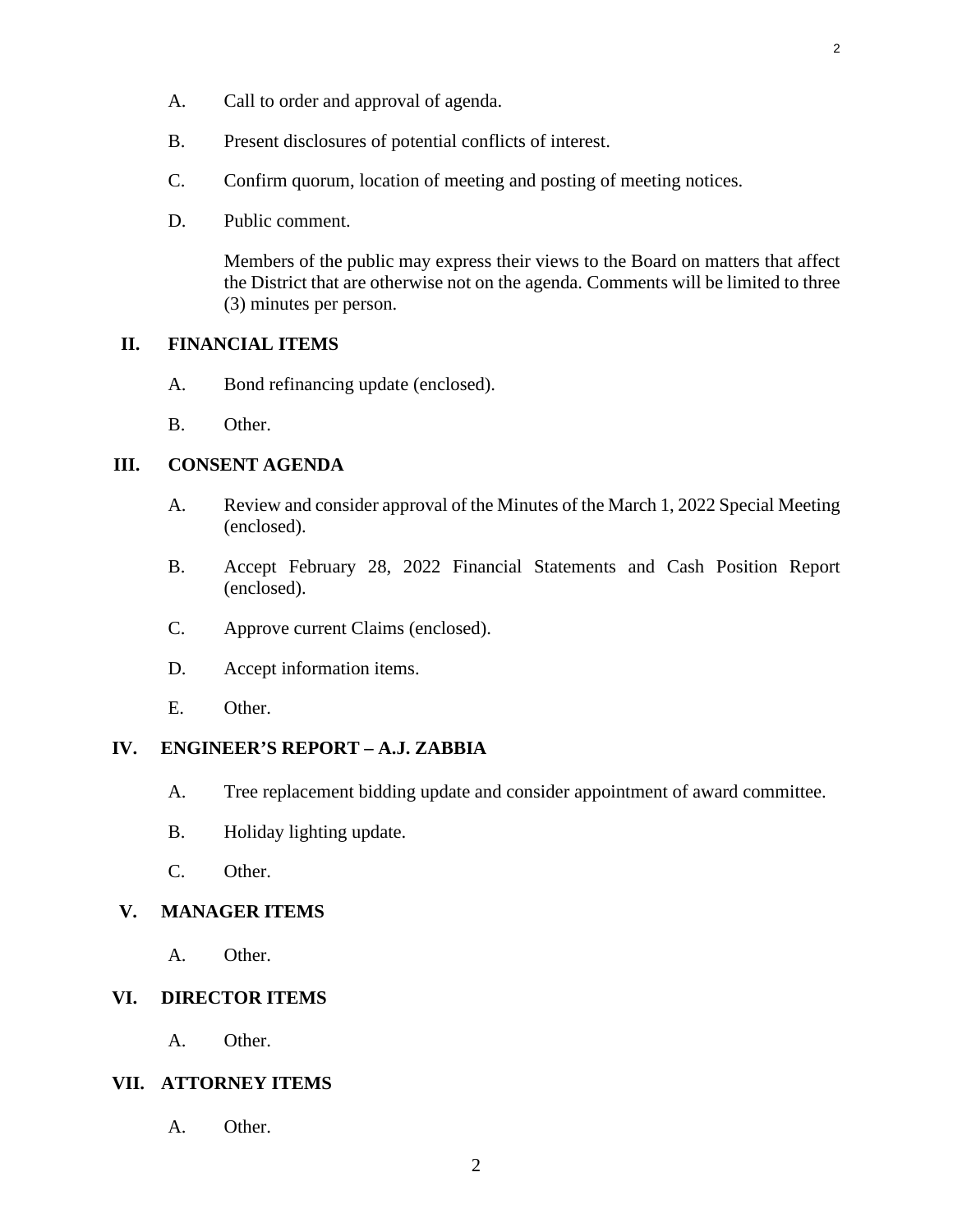A. Call to order and approval of agenda.

B. Present disclosures of potential conflicts of interest.

C. Confirm quorum, location of meeting and posting of meeting notices.

D. Public comment.

Members of the public may express their views to the Board on matters that affect the District that are otherwise not on the agenda. Comments will be limited to three (3) minutes per person.

## II. FINANCIAL ITEMS

A. Bond refinancing update (enclosed).

B. Other.

## III. CONSENT AGENDA

A. Review and consider approval of the Minutes of the March 1, 2022 Special Meeting (enclosed).

B. Accept February 28, 2022 Financial Statements and Cash Position Report (enclosed).

C. Approve current Claims (enclosed).

D. Accept information items.

E. Other.

## IV. ENGINEER'S REPORT – A.J. ZABBIA

A. Tree replacement bidding update and consider appointment of award committee.

B. Holiday lighting update.

C. Other.

## V. MANAGER ITEMS

A. Other.

## VI. DIRECTOR ITEMS

A. Other.

## VII. ATTORNEY ITEMS

A. Other.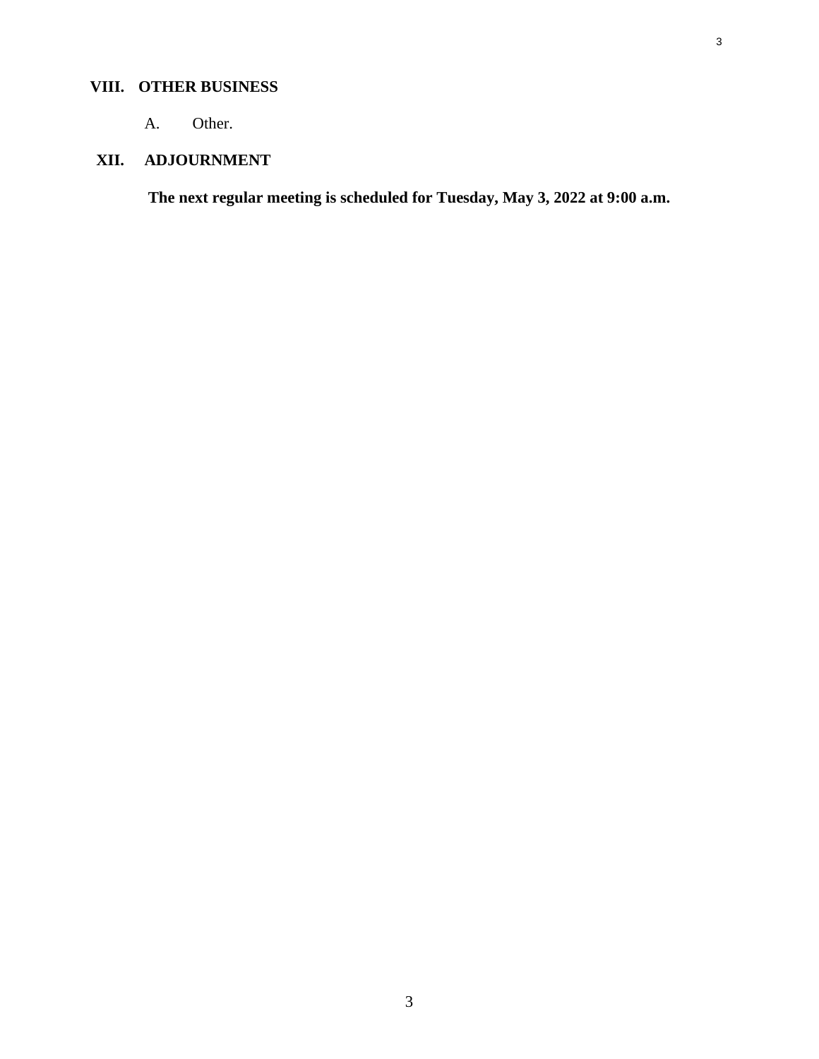## VIII. OTHER BUSINESS

A. Other.

## XII. ADJOURNMENT

**The next regular meeting is scheduled for Tuesday, May 3, 2022 at 9:00 a.m.**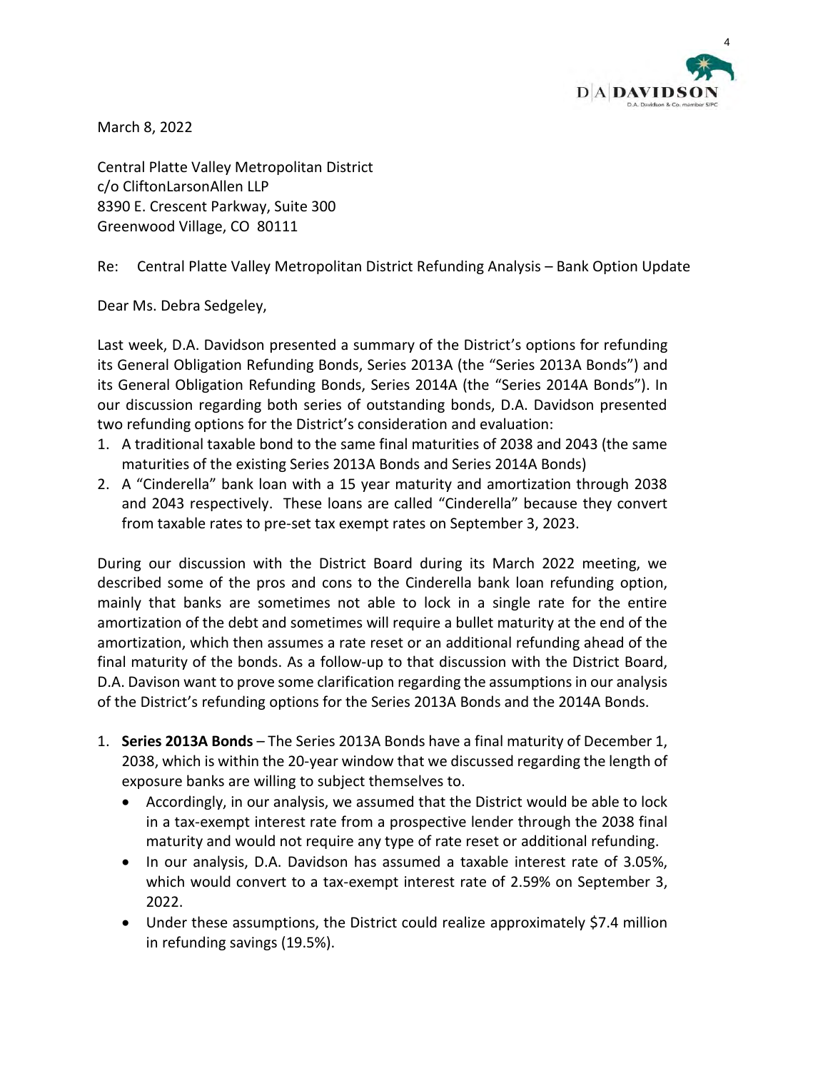March 8, 2022

Central Platte Valley Metropolitan District
c/o CliftonLarsonAllen LLP
8390 E. Crescent Parkway, Suite 300
Greenwood Village, CO 80111

Re: Central Platte Valley Metropolitan District Refunding Analysis – Bank Option Update

Dear Ms. Debra Sedgeley,

Last week, D.A. Davidson presented a summary of the District's options for refunding its General Obligation Refunding Bonds, Series 2013A (the "Series 2013A Bonds") and its General Obligation Refunding Bonds, Series 2014A (the "Series 2014A Bonds"). In our discussion regarding both series of outstanding bonds, D.A. Davidson presented two refunding options for the District's consideration and evaluation:

1. A traditional taxable bond to the same final maturities of 2038 and 2043 (the same maturities of the existing Series 2013A Bonds and Series 2014A Bonds)
2. A "Cinderella" bank loan with a 15 year maturity and amortization through 2038 and 2043 respectively. These loans are called "Cinderella" because they convert from taxable rates to pre-set tax exempt rates on September 3, 2023.

During our discussion with the District Board during its March 2022 meeting, we described some of the pros and cons to the Cinderella bank loan refunding option, mainly that banks are sometimes not able to lock in a single rate for the entire amortization of the debt and sometimes will require a bullet maturity at the end of the amortization, which then assumes a rate reset or an additional refunding ahead of the final maturity of the bonds. As a follow-up to that discussion with the District Board, D.A. Davison want to prove some clarification regarding the assumptions in our analysis of the District's refunding options for the Series 2013A Bonds and the 2014A Bonds.

1. **Series 2013A Bonds** – The Series 2013A Bonds have a final maturity of December 1, 2038, which is within the 20-year window that we discussed regarding the length of exposure banks are willing to subject themselves to.
   - Accordingly, in our analysis, we assumed that the District would be able to lock in a tax-exempt interest rate from a prospective lender through the 2038 final maturity and would not require any type of rate reset or additional refunding.
   - In our analysis, D.A. Davidson has assumed a taxable interest rate of 3.05%, which would convert to a tax-exempt interest rate of 2.59% on September 3, 2022.
   - Under these assumptions, the District could realize approximately $7.4 million in refunding savings (19.5%).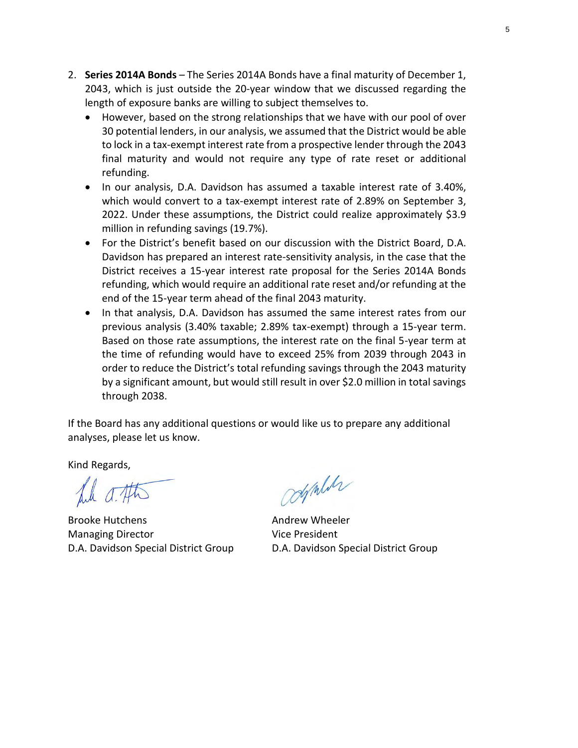2. **Series 2014A Bonds** – The Series 2014A Bonds have a final maturity of December 1, 2043, which is just outside the 20-year window that we discussed regarding the length of exposure banks are willing to subject themselves to.
   - However, based on the strong relationships that we have with our pool of over 30 potential lenders, in our analysis, we assumed that the District would be able to lock in a tax-exempt interest rate from a prospective lender through the 2043 final maturity and would not require any type of rate reset or additional refunding.
   - In our analysis, D.A. Davidson has assumed a taxable interest rate of 3.40%, which would convert to a tax-exempt interest rate of 2.89% on September 3, 2022. Under these assumptions, the District could realize approximately $3.9 million in refunding savings (19.7%).
   - For the District's benefit based on our discussion with the District Board, D.A. Davidson has prepared an interest rate-sensitivity analysis, in the case that the District receives a 15-year interest rate proposal for the Series 2014A Bonds refunding, which would require an additional rate reset and/or refunding at the end of the 15-year term ahead of the final 2043 maturity.
   - In that analysis, D.A. Davidson has assumed the same interest rates from our previous analysis (3.40% taxable; 2.89% tax-exempt) through a 15-year term. Based on those rate assumptions, the interest rate on the final 5-year term at the time of refunding would have to exceed 25% from 2039 through 2043 in order to reduce the District's total refunding savings through the 2043 maturity by a significant amount, but would still result in over $2.0 million in total savings through 2038.

If the Board has any additional questions or would like us to prepare any additional analyses, please let us know.

Kind Regards,

Brooke Hutchens
Managing Director
D.A. Davidson Special District Group

Andrew Wheeler
Vice President
D.A. Davidson Special District Group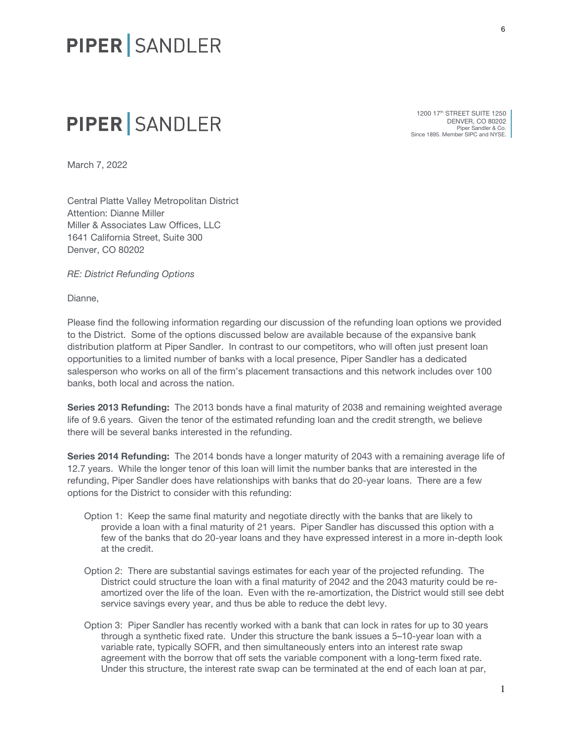PIPER | SANDLER

PIPER | SANDLER

1200 17th STREET SUITE 1250
DENVER, CO 80202
Piper Sandler & Co.
Since 1895. Member SIPC and NYSE.

March 7, 2022

Central Platte Valley Metropolitan District
Attention: Dianne Miller
Miller & Associates Law Offices, LLC
1641 California Street, Suite 300
Denver, CO 80202

*RE: District Refunding Options*

Dianne,

Please find the following information regarding our discussion of the refunding loan options we provided to the District. Some of the options discussed below are available because of the expansive bank distribution platform at Piper Sandler. In contrast to our competitors, who will often just present loan opportunities to a limited number of banks with a local presence, Piper Sandler has a dedicated salesperson who works on all of the firm's placement transactions and this network includes over 100 banks, both local and across the nation.

**Series 2013 Refunding:** The 2013 bonds have a final maturity of 2038 and remaining weighted average life of 9.6 years. Given the tenor of the estimated refunding loan and the credit strength, we believe there will be several banks interested in the refunding.

**Series 2014 Refunding:** The 2014 bonds have a longer maturity of 2043 with a remaining average life of 12.7 years. While the longer tenor of this loan will limit the number banks that are interested in the refunding, Piper Sandler does have relationships with banks that do 20-year loans. There are a few options for the District to consider with this refunding:

- Option 1: Keep the same final maturity and negotiate directly with the banks that are likely to provide a loan with a final maturity of 21 years. Piper Sandler has discussed this option with a few of the banks that do 20-year loans and they have expressed interest in a more in-depth look at the credit.
- Option 2: There are substantial savings estimates for each year of the projected refunding. The District could structure the loan with a final maturity of 2042 and the 2043 maturity could be re-amortized over the life of the loan. Even with the re-amortization, the District would still see debt service savings every year, and thus be able to reduce the debt levy.
- Option 3: Piper Sandler has recently worked with a bank that can lock in rates for up to 30 years through a synthetic fixed rate. Under this structure the bank issues a 5–10-year loan with a variable rate, typically SOFR, and then simultaneously enters into an interest rate swap agreement with the borrow that off sets the variable component with a long-term fixed rate. Under this structure, the interest rate swap can be terminated at the end of each loan at par,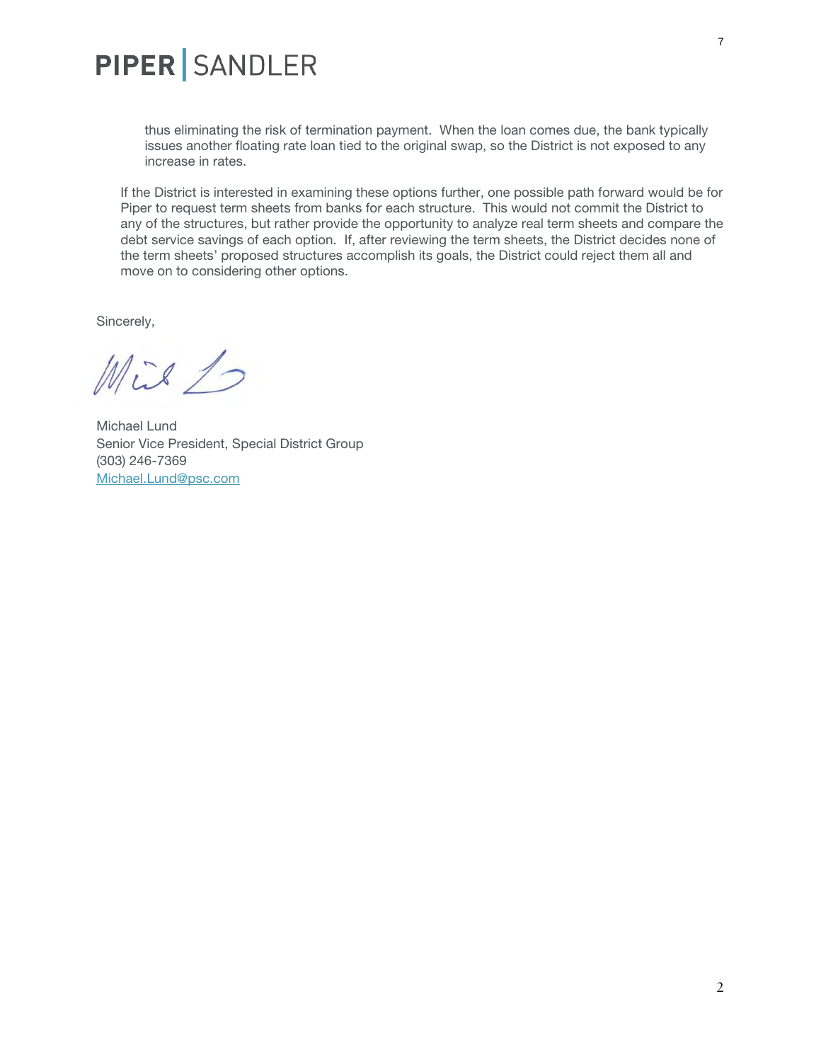thus eliminating the risk of termination payment. When the loan comes due, the bank typically issues another floating rate loan tied to the original swap, so the District is not exposed to any increase in rates.

If the District is interested in examining these options further, one possible path forward would be for Piper to request term sheets from banks for each structure. This would not commit the District to any of the structures, but rather provide the opportunity to analyze real term sheets and compare the debt service savings of each option. If, after reviewing the term sheets, the District decides none of the term sheets' proposed structures accomplish its goals, the District could reject them all and move on to considering other options.

Sincerely,

Michael Lund
Senior Vice President, Special District Group
(303) 246-7369
Michael.Lund@psc.com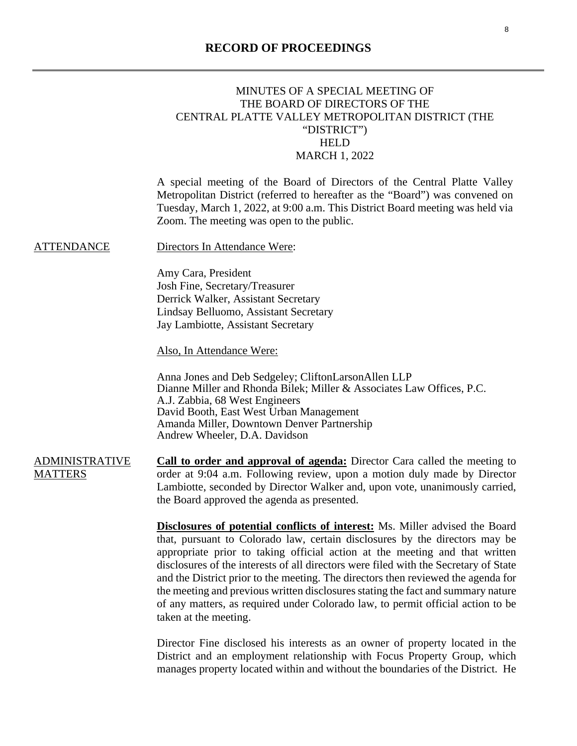## RECORD OF PROCEEDINGS

MINUTES OF A SPECIAL MEETING OF
THE BOARD OF DIRECTORS OF THE
CENTRAL PLATTE VALLEY METROPOLITAN DISTRICT (THE "DISTRICT")
HELD
MARCH 1, 2022

A special meeting of the Board of Directors of the Central Platte Valley Metropolitan District (referred to hereafter as the "Board") was convened on Tuesday, March 1, 2022, at 9:00 a.m. This District Board meeting was held via Zoom. The meeting was open to the public.

ATTENDANCE

Directors In Attendance Were:

Amy Cara, President
Josh Fine, Secretary/Treasurer
Derrick Walker, Assistant Secretary
Lindsay Belluomo, Assistant Secretary
Jay Lambiotte, Assistant Secretary

Also, In Attendance Were:

Anna Jones and Deb Sedgeley; CliftonLarsonAllen LLP
Dianne Miller and Rhonda Bilek; Miller & Associates Law Offices, P.C.
A.J. Zabbia, 68 West Engineers
David Booth, East West Urban Management
Amanda Miller, Downtown Denver Partnership
Andrew Wheeler, D.A. Davidson

ADMINISTRATIVE MATTERS

**Call to order and approval of agenda:** Director Cara called the meeting to order at 9:04 a.m. Following review, upon a motion duly made by Director Lambiotte, seconded by Director Walker and, upon vote, unanimously carried, the Board approved the agenda as presented.

**Disclosures of potential conflicts of interest:** Ms. Miller advised the Board that, pursuant to Colorado law, certain disclosures by the directors may be appropriate prior to taking official action at the meeting and that written disclosures of the interests of all directors were filed with the Secretary of State and the District prior to the meeting. The directors then reviewed the agenda for the meeting and previous written disclosures stating the fact and summary nature of any matters, as required under Colorado law, to permit official action to be taken at the meeting.

Director Fine disclosed his interests as an owner of property located in the District and an employment relationship with Focus Property Group, which manages property located within and without the boundaries of the District. He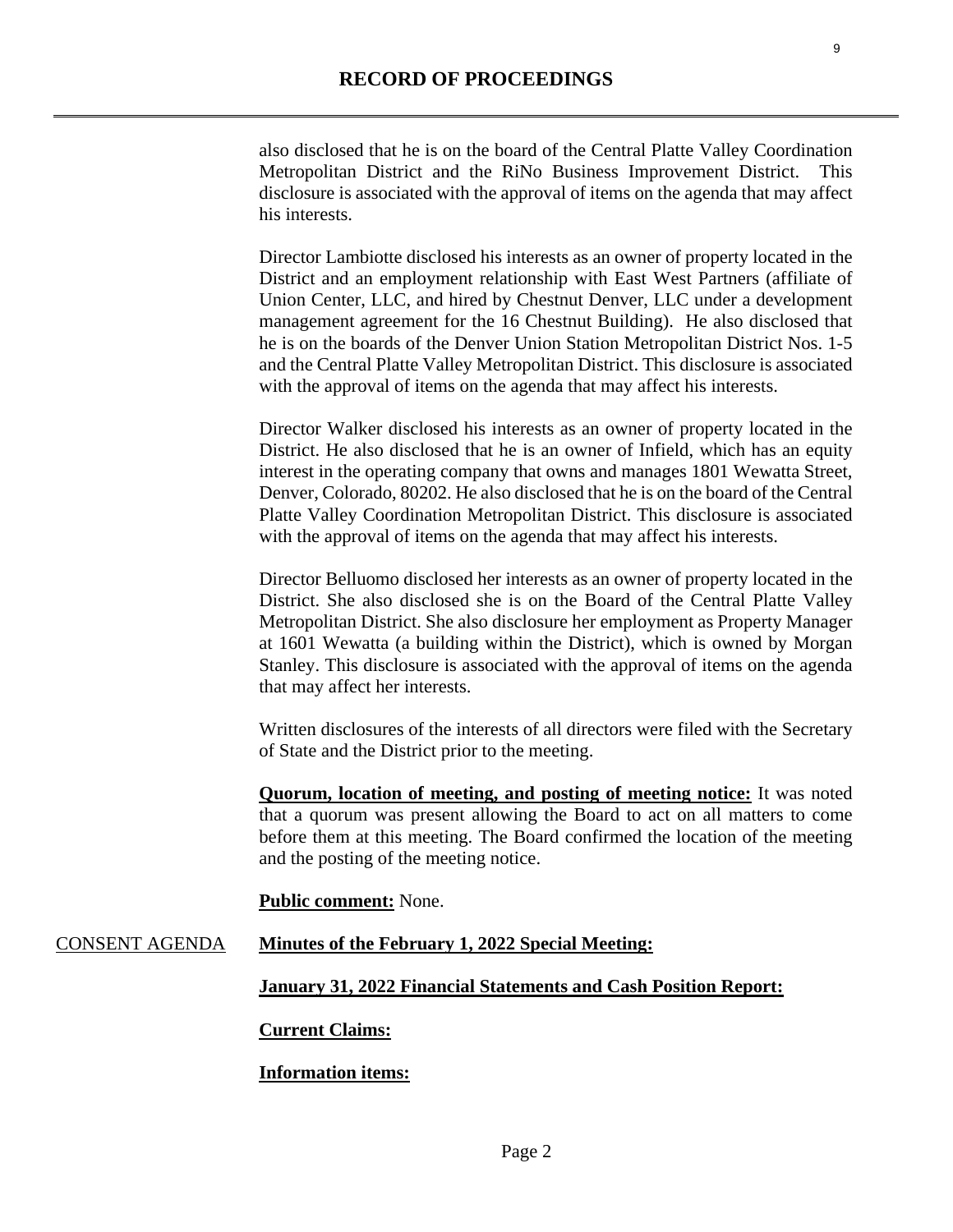# RECORD OF PROCEEDINGS

also disclosed that he is on the board of the Central Platte Valley Coordination Metropolitan District and the RiNo Business Improvement District. This disclosure is associated with the approval of items on the agenda that may affect his interests.

Director Lambiotte disclosed his interests as an owner of property located in the District and an employment relationship with East West Partners (affiliate of Union Center, LLC, and hired by Chestnut Denver, LLC under a development management agreement for the 16 Chestnut Building). He also disclosed that he is on the boards of the Denver Union Station Metropolitan District Nos. 1-5 and the Central Platte Valley Metropolitan District. This disclosure is associated with the approval of items on the agenda that may affect his interests.

Director Walker disclosed his interests as an owner of property located in the District. He also disclosed that he is an owner of Infield, which has an equity interest in the operating company that owns and manages 1801 Wewatta Street, Denver, Colorado, 80202. He also disclosed that he is on the board of the Central Platte Valley Coordination Metropolitan District. This disclosure is associated with the approval of items on the agenda that may affect his interests.

Director Belluomo disclosed her interests as an owner of property located in the District. She also disclosed she is on the Board of the Central Platte Valley Metropolitan District. She also disclosure her employment as Property Manager at 1601 Wewatta (a building within the District), which is owned by Morgan Stanley. This disclosure is associated with the approval of items on the agenda that may affect her interests.

Written disclosures of the interests of all directors were filed with the Secretary of State and the District prior to the meeting.

**Quorum, location of meeting, and posting of meeting notice:** It was noted that a quorum was present allowing the Board to act on all matters to come before them at this meeting. The Board confirmed the location of the meeting and the posting of the meeting notice.

**Public comment:** None.

CONSENT AGENDA

**Minutes of the February 1, 2022 Special Meeting:**

**January 31, 2022 Financial Statements and Cash Position Report:**

**Current Claims:**

**Information items:**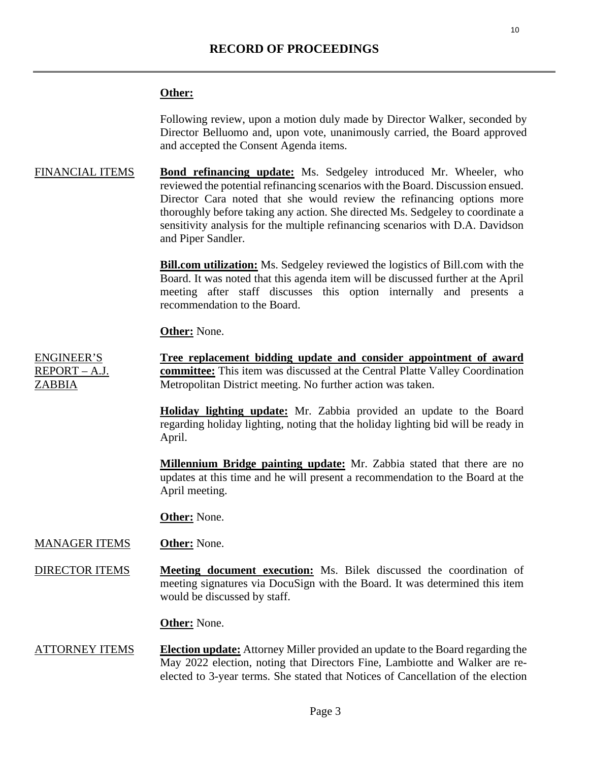## RECORD OF PROCEEDINGS

**Other:**

Following review, upon a motion duly made by Director Walker, seconded by Director Belluomo and, upon vote, unanimously carried, the Board approved and accepted the Consent Agenda items.

FINANCIAL ITEMS

**Bond refinancing update:** Ms. Sedgeley introduced Mr. Wheeler, who reviewed the potential refinancing scenarios with the Board. Discussion ensued. Director Cara noted that she would review the refinancing options more thoroughly before taking any action. She directed Ms. Sedgeley to coordinate a sensitivity analysis for the multiple refinancing scenarios with D.A. Davidson and Piper Sandler.

**Bill.com utilization:** Ms. Sedgeley reviewed the logistics of Bill.com with the Board. It was noted that this agenda item will be discussed further at the April meeting after staff discusses this option internally and presents a recommendation to the Board.

**Other:** None.

ENGINEER'S REPORT – A.J. ZABBIA

**Tree replacement bidding update and consider appointment of award committee:** This item was discussed at the Central Platte Valley Coordination Metropolitan District meeting. No further action was taken.

**Holiday lighting update:** Mr. Zabbia provided an update to the Board regarding holiday lighting, noting that the holiday lighting bid will be ready in April.

**Millennium Bridge painting update:** Mr. Zabbia stated that there are no updates at this time and he will present a recommendation to the Board at the April meeting.

**Other:** None.

MANAGER ITEMS

**Other:** None.

DIRECTOR ITEMS

**Meeting document execution:** Ms. Bilek discussed the coordination of meeting signatures via DocuSign with the Board. It was determined this item would be discussed by staff.

**Other:** None.

ATTORNEY ITEMS

**Election update:** Attorney Miller provided an update to the Board regarding the May 2022 election, noting that Directors Fine, Lambiotte and Walker are re-elected to 3-year terms. She stated that Notices of Cancellation of the election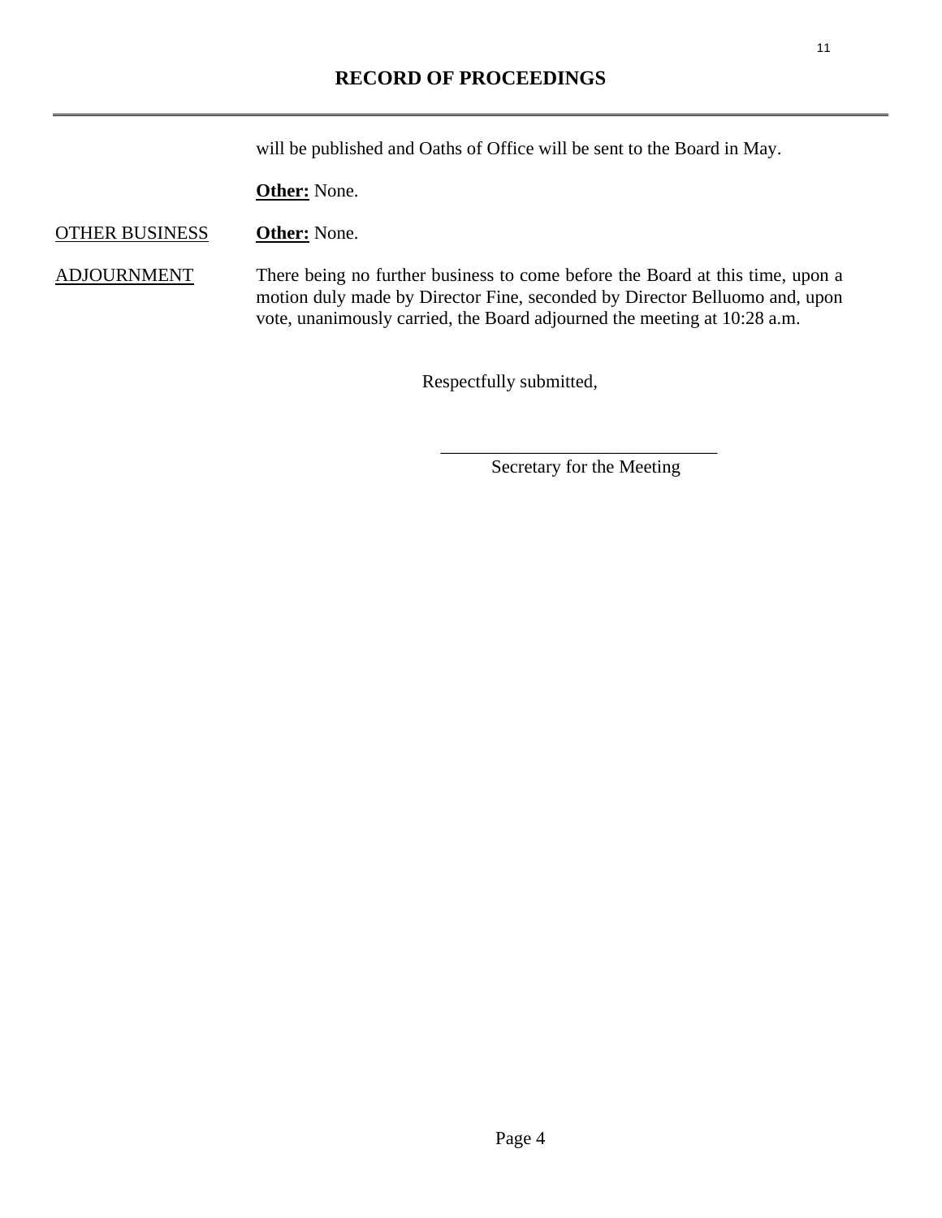will be published and Oaths of Office will be sent to the Board in May.

**Other:** None.

OTHER BUSINESS **Other:** None.

ADJOURNMENT There being no further business to come before the Board at this time, upon a motion duly made by Director Fine, seconded by Director Belluomo and, upon vote, unanimously carried, the Board adjourned the meeting at 10:28 a.m.

Respectfully submitted,

______________________________
Secretary for the Meeting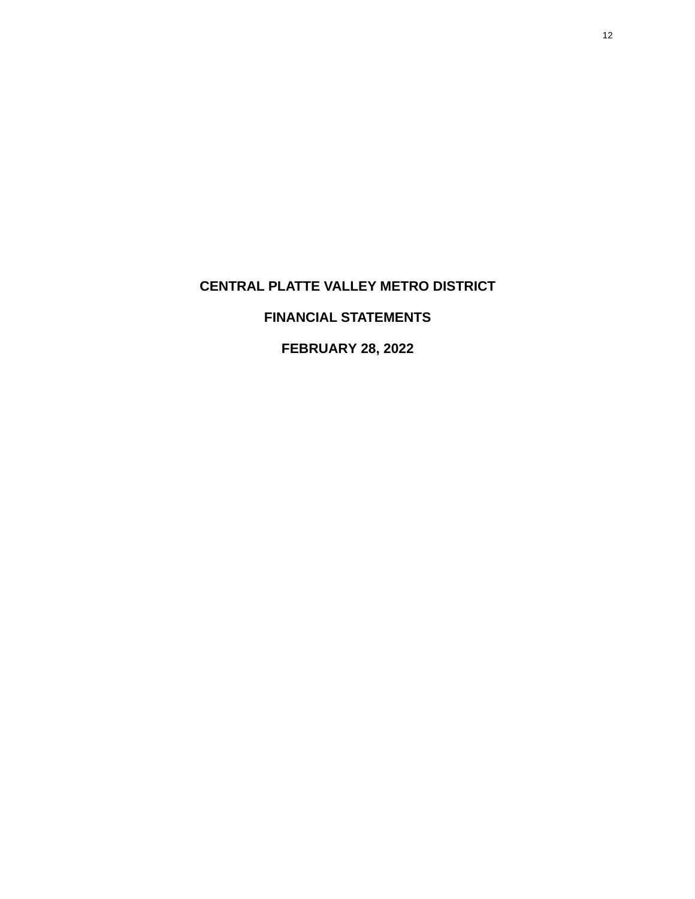# CENTRAL PLATTE VALLEY METRO DISTRICT

## FINANCIAL STATEMENTS

## FEBRUARY 28, 2022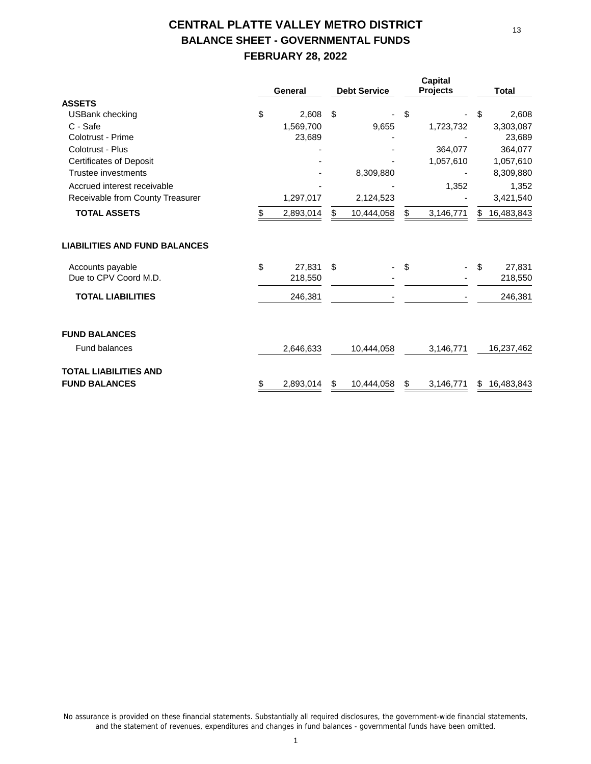# CENTRAL PLATTE VALLEY METRO DISTRICT
## BALANCE SHEET - GOVERNMENTAL FUNDS
## FEBRUARY 28, 2022

| | General | Debt Service | Capital Projects | Total |
|---|---|---|---|---|
| **ASSETS** | | | | |
| USBank checking | $ 2,608 | $ - | $ - | $ 2,608 |
| C - Safe | 1,569,700 | 9,655 | 1,723,732 | 3,303,087 |
| Colotrust - Prime | 23,689 | - | - | 23,689 |
| Colotrust - Plus | - | - | 364,077 | 364,077 |
| Certificates of Deposit | - | - | 1,057,610 | 1,057,610 |
| Trustee investments | - | 8,309,880 | - | 8,309,880 |
| Accrued interest receivable | - | - | 1,352 | 1,352 |
| Receivable from County Treasurer | 1,297,017 | 2,124,523 | - | 3,421,540 |
| **TOTAL ASSETS** | $ 2,893,014 | $ 10,444,058 | $ 3,146,771 | $ 16,483,843 |
| | | | | |
| **LIABILITIES AND FUND BALANCES** | | | | |
| Accounts payable | $ 27,831 | $ - | $ - | $ 27,831 |
| Due to CPV Coord M.D. | 218,550 | - | - | 218,550 |
| **TOTAL LIABILITIES** | 246,381 | - | - | 246,381 |
| | | | | |
| **FUND BALANCES** | | | | |
| Fund balances | 2,646,633 | 10,444,058 | 3,146,771 | 16,237,462 |
| | | | | |
| **TOTAL LIABILITIES AND FUND BALANCES** | $ 2,893,014 | $ 10,444,058 | $ 3,146,771 | $ 16,483,843 |

No assurance is provided on these financial statements. Substantially all required disclosures, the government-wide financial statements, and the statement of revenues, expenditures and changes in fund balances - governmental funds have been omitted.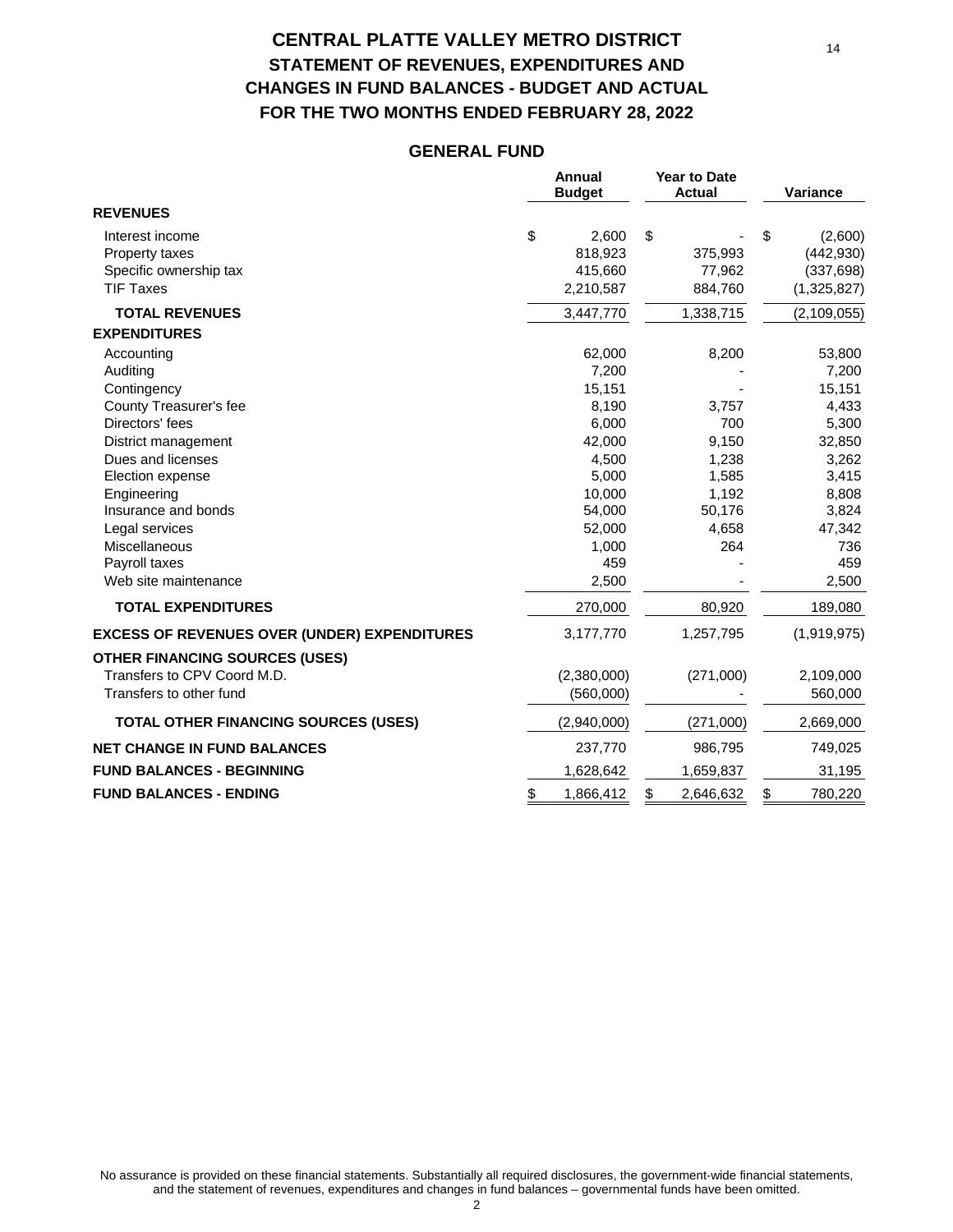# CENTRAL PLATTE VALLEY METRO DISTRICT
## STATEMENT OF REVENUES, EXPENDITURES AND CHANGES IN FUND BALANCES - BUDGET AND ACTUAL
## FOR THE TWO MONTHS ENDED FEBRUARY 28, 2022

### GENERAL FUND

| | Annual Budget | Year to Date Actual | Variance |
|---|---|---|---|
| **REVENUES** | | | |
| Interest income | $ 2,600 | $ - | $ (2,600) |
| Property taxes | 818,923 | 375,993 | (442,930) |
| Specific ownership tax | 415,660 | 77,962 | (337,698) |
| TIF Taxes | 2,210,587 | 884,760 | (1,325,827) |
| **TOTAL REVENUES** | 3,447,770 | 1,338,715 | (2,109,055) |
| **EXPENDITURES** | | | |
| Accounting | 62,000 | 8,200 | 53,800 |
| Auditing | 7,200 | - | 7,200 |
| Contingency | 15,151 | - | 15,151 |
| County Treasurer's fee | 8,190 | 3,757 | 4,433 |
| Directors' fees | 6,000 | 700 | 5,300 |
| District management | 42,000 | 9,150 | 32,850 |
| Dues and licenses | 4,500 | 1,238 | 3,262 |
| Election expense | 5,000 | 1,585 | 3,415 |
| Engineering | 10,000 | 1,192 | 8,808 |
| Insurance and bonds | 54,000 | 50,176 | 3,824 |
| Legal services | 52,000 | 4,658 | 47,342 |
| Miscellaneous | 1,000 | 264 | 736 |
| Payroll taxes | 459 | - | 459 |
| Web site maintenance | 2,500 | - | 2,500 |
| **TOTAL EXPENDITURES** | 270,000 | 80,920 | 189,080 |
| **EXCESS OF REVENUES OVER (UNDER) EXPENDITURES** | 3,177,770 | 1,257,795 | (1,919,975) |
| **OTHER FINANCING SOURCES (USES)** | | | |
| Transfers to CPV Coord M.D. | (2,380,000) | (271,000) | 2,109,000 |
| Transfers to other fund | (560,000) | - | 560,000 |
| **TOTAL OTHER FINANCING SOURCES (USES)** | (2,940,000) | (271,000) | 2,669,000 |
| **NET CHANGE IN FUND BALANCES** | 237,770 | 986,795 | 749,025 |
| **FUND BALANCES - BEGINNING** | 1,628,642 | 1,659,837 | 31,195 |
| **FUND BALANCES - ENDING** | $ 1,866,412 | $ 2,646,632 | $ 780,220 |

No assurance is provided on these financial statements. Substantially all required disclosures, the government-wide financial statements, and the statement of revenues, expenditures and changes in fund balances – governmental funds have been omitted.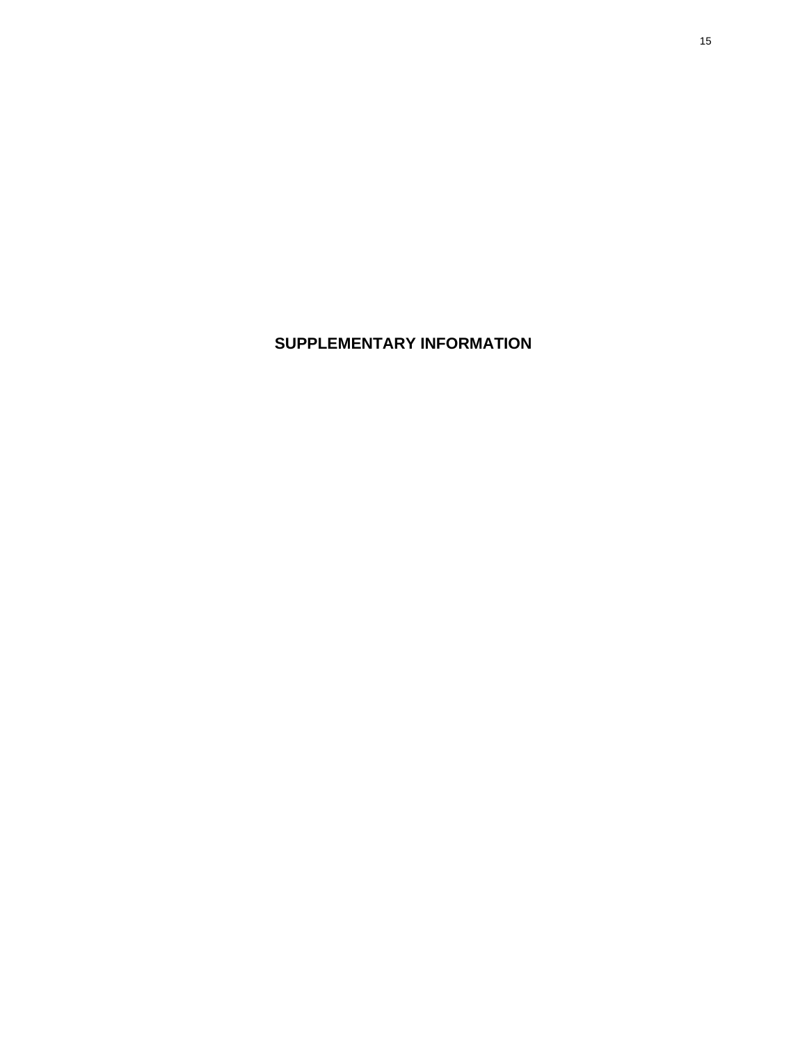# SUPPLEMENTARY INFORMATION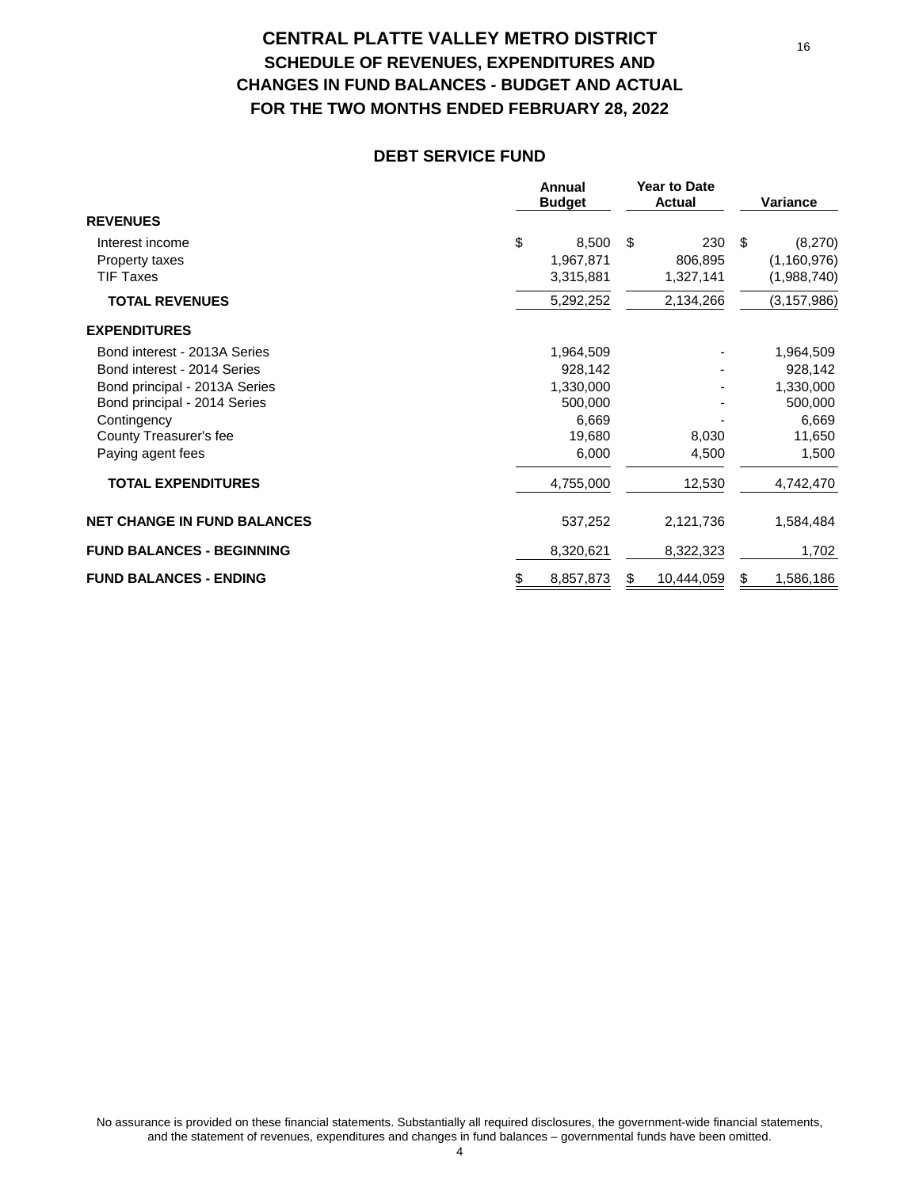# CENTRAL PLATTE VALLEY METRO DISTRICT
## SCHEDULE OF REVENUES, EXPENDITURES AND CHANGES IN FUND BALANCES - BUDGET AND ACTUAL
## FOR THE TWO MONTHS ENDED FEBRUARY 28, 2022

### DEBT SERVICE FUND

| | Annual Budget | Year to Date Actual | Variance |
|---|---|---|---|
| **REVENUES** | | | |
| Interest income | $ 8,500 | $ 230 | $ (8,270) |
| Property taxes | 1,967,871 | 806,895 | (1,160,976) |
| TIF Taxes | 3,315,881 | 1,327,141 | (1,988,740) |
| **TOTAL REVENUES** | 5,292,252 | 2,134,266 | (3,157,986) |
| **EXPENDITURES** | | | |
| Bond interest - 2013A Series | 1,964,509 | - | 1,964,509 |
| Bond interest - 2014 Series | 928,142 | - | 928,142 |
| Bond principal - 2013A Series | 1,330,000 | - | 1,330,000 |
| Bond principal - 2014 Series | 500,000 | - | 500,000 |
| Contingency | 6,669 | - | 6,669 |
| County Treasurer's fee | 19,680 | 8,030 | 11,650 |
| Paying agent fees | 6,000 | 4,500 | 1,500 |
| **TOTAL EXPENDITURES** | 4,755,000 | 12,530 | 4,742,470 |
| **NET CHANGE IN FUND BALANCES** | 537,252 | 2,121,736 | 1,584,484 |
| **FUND BALANCES - BEGINNING** | 8,320,621 | 8,322,323 | 1,702 |
| **FUND BALANCES - ENDING** | $ 8,857,873 | $ 10,444,059 | $ 1,586,186 |

No assurance is provided on these financial statements. Substantially all required disclosures, the government-wide financial statements, and the statement of revenues, expenditures and changes in fund balances – governmental funds have been omitted.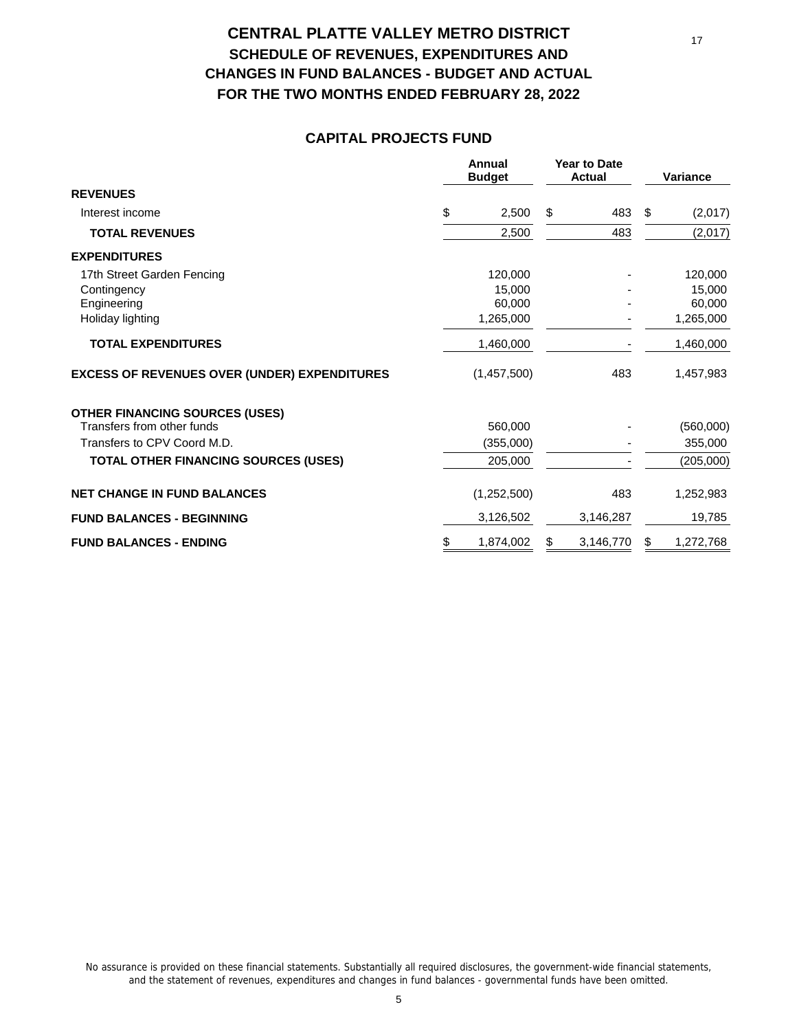# CENTRAL PLATTE VALLEY METRO DISTRICT

## SCHEDULE OF REVENUES, EXPENDITURES AND CHANGES IN FUND BALANCES - BUDGET AND ACTUAL

## FOR THE TWO MONTHS ENDED FEBRUARY 28, 2022

### CAPITAL PROJECTS FUND

| | Annual Budget | Year to Date Actual | Variance |
|---|---|---|---|
| **REVENUES** | | | |
| Interest income | $ 2,500 | $ 483 | $ (2,017) |
| **TOTAL REVENUES** | 2,500 | 483 | (2,017) |
| **EXPENDITURES** | | | |
| 17th Street Garden Fencing | 120,000 | - | 120,000 |
| Contingency | 15,000 | - | 15,000 |
| Engineering | 60,000 | - | 60,000 |
| Holiday lighting | 1,265,000 | - | 1,265,000 |
| **TOTAL EXPENDITURES** | 1,460,000 | - | 1,460,000 |
| **EXCESS OF REVENUES OVER (UNDER) EXPENDITURES** | (1,457,500) | 483 | 1,457,983 |
| **OTHER FINANCING SOURCES (USES)** | | | |
| Transfers from other funds | 560,000 | - | (560,000) |
| Transfers to CPV Coord M.D. | (355,000) | - | 355,000 |
| **TOTAL OTHER FINANCING SOURCES (USES)** | 205,000 | - | (205,000) |
| **NET CHANGE IN FUND BALANCES** | (1,252,500) | 483 | 1,252,983 |
| **FUND BALANCES - BEGINNING** | 3,126,502 | 3,146,287 | 19,785 |
| **FUND BALANCES - ENDING** | $ 1,874,002 | $ 3,146,770 | $ 1,272,768 |

No assurance is provided on these financial statements. Substantially all required disclosures, the government-wide financial statements, and the statement of revenues, expenditures and changes in fund balances - governmental funds have been omitted.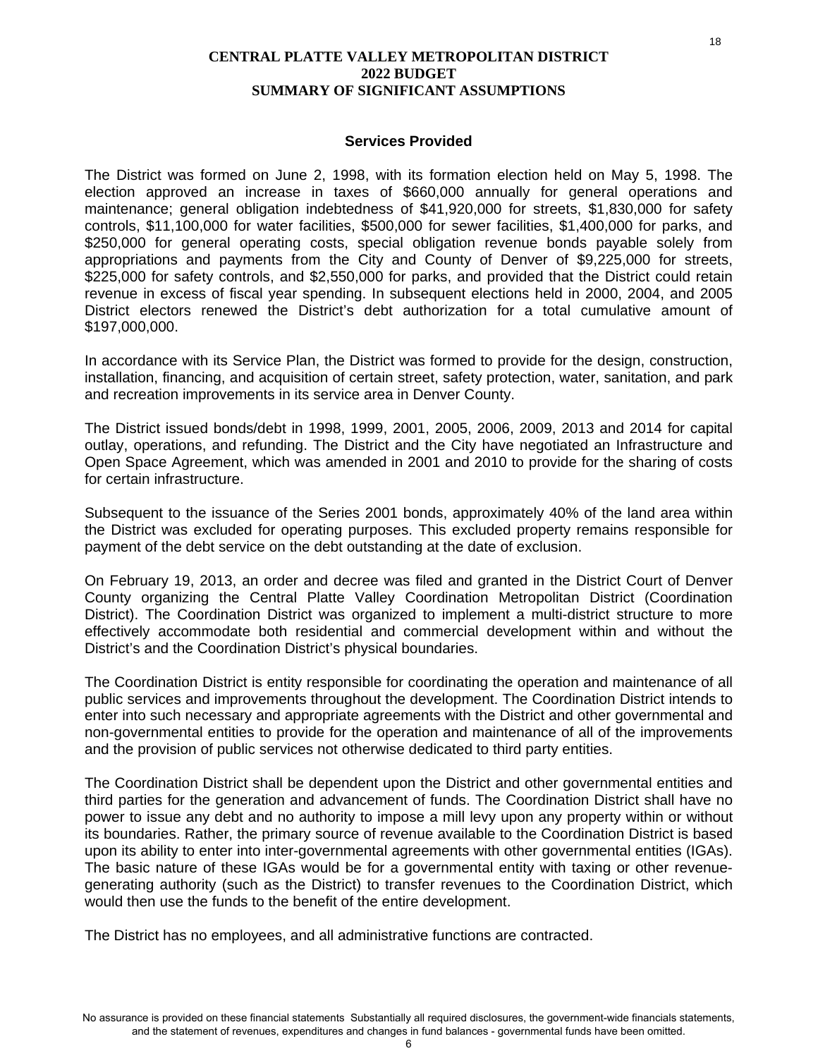# CENTRAL PLATTE VALLEY METROPOLITAN DISTRICT
# 2022 BUDGET
# SUMMARY OF SIGNIFICANT ASSUMPTIONS

## Services Provided

The District was formed on June 2, 1998, with its formation election held on May 5, 1998. The election approved an increase in taxes of $660,000 annually for general operations and maintenance; general obligation indebtedness of $41,920,000 for streets, $1,830,000 for safety controls, $11,100,000 for water facilities, $500,000 for sewer facilities, $1,400,000 for parks, and $250,000 for general operating costs, special obligation revenue bonds payable solely from appropriations and payments from the City and County of Denver of $9,225,000 for streets, $225,000 for safety controls, and $2,550,000 for parks, and provided that the District could retain revenue in excess of fiscal year spending. In subsequent elections held in 2000, 2004, and 2005 District electors renewed the District's debt authorization for a total cumulative amount of $197,000,000.

In accordance with its Service Plan, the District was formed to provide for the design, construction, installation, financing, and acquisition of certain street, safety protection, water, sanitation, and park and recreation improvements in its service area in Denver County.

The District issued bonds/debt in 1998, 1999, 2001, 2005, 2006, 2009, 2013 and 2014 for capital outlay, operations, and refunding. The District and the City have negotiated an Infrastructure and Open Space Agreement, which was amended in 2001 and 2010 to provide for the sharing of costs for certain infrastructure.

Subsequent to the issuance of the Series 2001 bonds, approximately 40% of the land area within the District was excluded for operating purposes. This excluded property remains responsible for payment of the debt service on the debt outstanding at the date of exclusion.

On February 19, 2013, an order and decree was filed and granted in the District Court of Denver County organizing the Central Platte Valley Coordination Metropolitan District (Coordination District). The Coordination District was organized to implement a multi-district structure to more effectively accommodate both residential and commercial development within and without the District's and the Coordination District's physical boundaries.

The Coordination District is entity responsible for coordinating the operation and maintenance of all public services and improvements throughout the development. The Coordination District intends to enter into such necessary and appropriate agreements with the District and other governmental and non-governmental entities to provide for the operation and maintenance of all of the improvements and the provision of public services not otherwise dedicated to third party entities.

The Coordination District shall be dependent upon the District and other governmental entities and third parties for the generation and advancement of funds. The Coordination District shall have no power to issue any debt and no authority to impose a mill levy upon any property within or without its boundaries. Rather, the primary source of revenue available to the Coordination District is based upon its ability to enter into inter-governmental agreements with other governmental entities (IGAs). The basic nature of these IGAs would be for a governmental entity with taxing or other revenue-generating authority (such as the District) to transfer revenues to the Coordination District, which would then use the funds to the benefit of the entire development.

The District has no employees, and all administrative functions are contracted.

No assurance is provided on these financial statements Substantially all required disclosures, the government-wide financials statements, and the statement of revenues, expenditures and changes in fund balances - governmental funds have been omitted.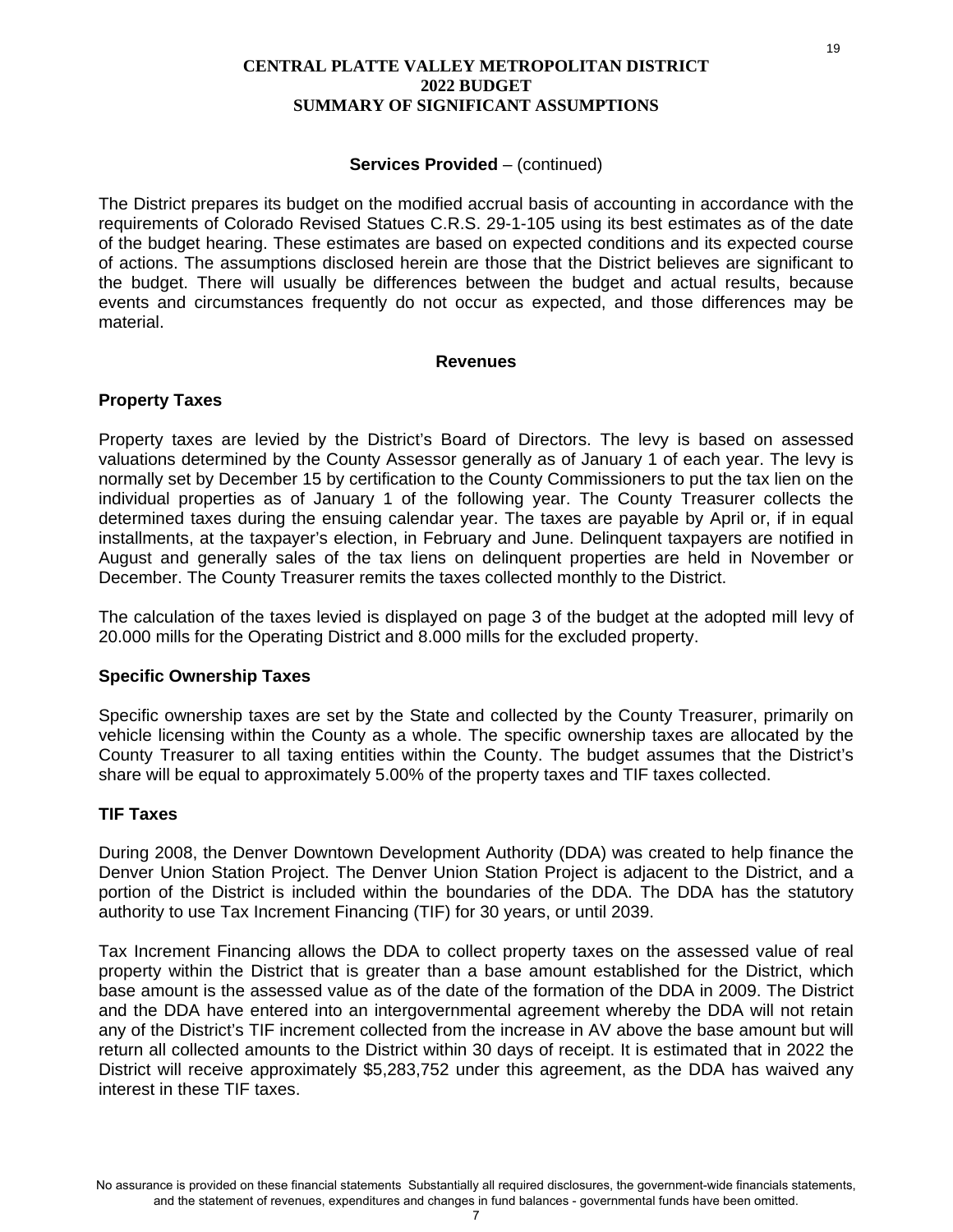**CENTRAL PLATTE VALLEY METROPOLITAN DISTRICT**
**2022 BUDGET**
**SUMMARY OF SIGNIFICANT ASSUMPTIONS**

**Services Provided** – (continued)

The District prepares its budget on the modified accrual basis of accounting in accordance with the requirements of Colorado Revised Statues C.R.S. 29-1-105 using its best estimates as of the date of the budget hearing. These estimates are based on expected conditions and its expected course of actions. The assumptions disclosed herein are those that the District believes are significant to the budget. There will usually be differences between the budget and actual results, because events and circumstances frequently do not occur as expected, and those differences may be material.

## Revenues

### Property Taxes

Property taxes are levied by the District's Board of Directors. The levy is based on assessed valuations determined by the County Assessor generally as of January 1 of each year. The levy is normally set by December 15 by certification to the County Commissioners to put the tax lien on the individual properties as of January 1 of the following year. The County Treasurer collects the determined taxes during the ensuing calendar year. The taxes are payable by April or, if in equal installments, at the taxpayer's election, in February and June. Delinquent taxpayers are notified in August and generally sales of the tax liens on delinquent properties are held in November or December. The County Treasurer remits the taxes collected monthly to the District.

The calculation of the taxes levied is displayed on page 3 of the budget at the adopted mill levy of 20.000 mills for the Operating District and 8.000 mills for the excluded property.

### Specific Ownership Taxes

Specific ownership taxes are set by the State and collected by the County Treasurer, primarily on vehicle licensing within the County as a whole. The specific ownership taxes are allocated by the County Treasurer to all taxing entities within the County. The budget assumes that the District's share will be equal to approximately 5.00% of the property taxes and TIF taxes collected.

### TIF Taxes

During 2008, the Denver Downtown Development Authority (DDA) was created to help finance the Denver Union Station Project. The Denver Union Station Project is adjacent to the District, and a portion of the District is included within the boundaries of the DDA. The DDA has the statutory authority to use Tax Increment Financing (TIF) for 30 years, or until 2039.

Tax Increment Financing allows the DDA to collect property taxes on the assessed value of real property within the District that is greater than a base amount established for the District, which base amount is the assessed value as of the date of the formation of the DDA in 2009. The District and the DDA have entered into an intergovernmental agreement whereby the DDA will not retain any of the District's TIF increment collected from the increase in AV above the base amount but will return all collected amounts to the District within 30 days of receipt. It is estimated that in 2022 the District will receive approximately $5,283,752 under this agreement, as the DDA has waived any interest in these TIF taxes.

No assurance is provided on these financial statements Substantially all required disclosures, the government-wide financials statements, and the statement of revenues, expenditures and changes in fund balances - governmental funds have been omitted.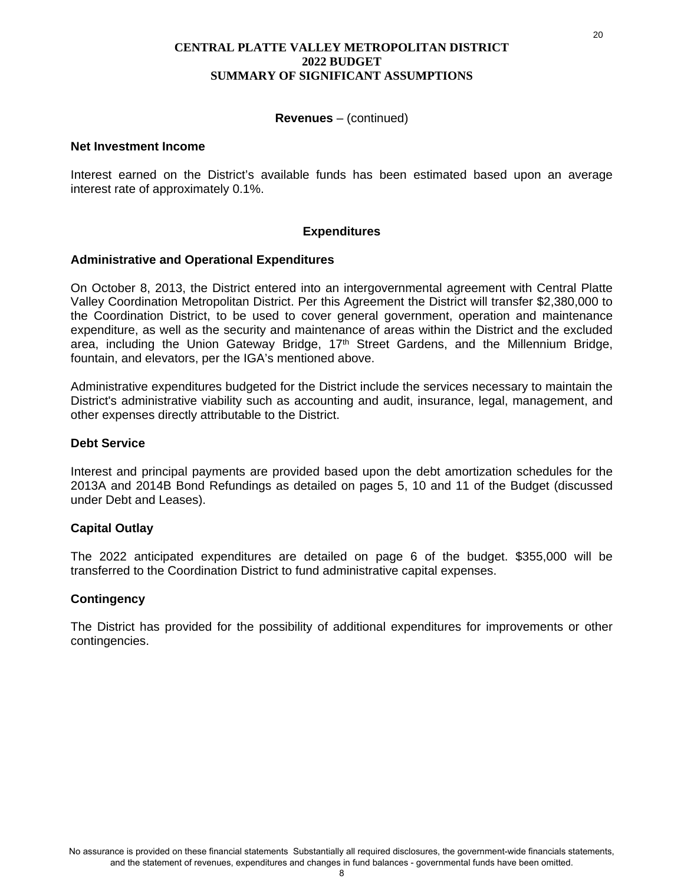# CENTRAL PLATTE VALLEY METROPOLITAN DISTRICT
# 2022 BUDGET
# SUMMARY OF SIGNIFICANT ASSUMPTIONS

**Revenues** – (continued)

### Net Investment Income

Interest earned on the District's available funds has been estimated based upon an average interest rate of approximately 0.1%.

## Expenditures

### Administrative and Operational Expenditures

On October 8, 2013, the District entered into an intergovernmental agreement with Central Platte Valley Coordination Metropolitan District. Per this Agreement the District will transfer $2,380,000 to the Coordination District, to be used to cover general government, operation and maintenance expenditure, as well as the security and maintenance of areas within the District and the excluded area, including the Union Gateway Bridge, 17th Street Gardens, and the Millennium Bridge, fountain, and elevators, per the IGA's mentioned above.

Administrative expenditures budgeted for the District include the services necessary to maintain the District's administrative viability such as accounting and audit, insurance, legal, management, and other expenses directly attributable to the District.

### Debt Service

Interest and principal payments are provided based upon the debt amortization schedules for the 2013A and 2014B Bond Refundings as detailed on pages 5, 10 and 11 of the Budget (discussed under Debt and Leases).

### Capital Outlay

The 2022 anticipated expenditures are detailed on page 6 of the budget. $355,000 will be transferred to the Coordination District to fund administrative capital expenses.

### Contingency

The District has provided for the possibility of additional expenditures for improvements or other contingencies.

No assurance is provided on these financial statements Substantially all required disclosures, the government-wide financials statements, and the statement of revenues, expenditures and changes in fund balances - governmental funds have been omitted.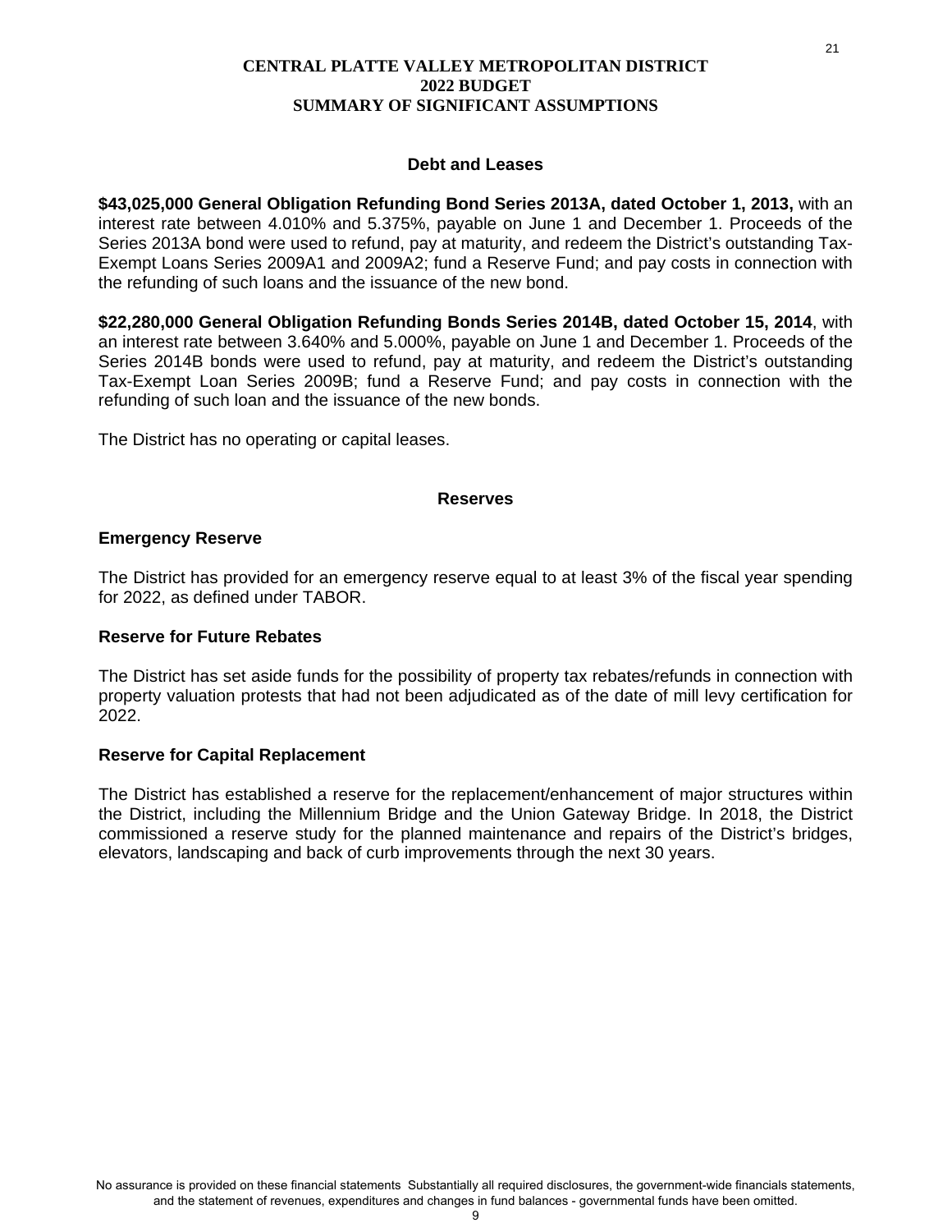**CENTRAL PLATTE VALLEY METROPOLITAN DISTRICT**
**2022 BUDGET**
**SUMMARY OF SIGNIFICANT ASSUMPTIONS**

## Debt and Leases

**$43,025,000 General Obligation Refunding Bond Series 2013A, dated October 1, 2013,** with an interest rate between 4.010% and 5.375%, payable on June 1 and December 1. Proceeds of the Series 2013A bond were used to refund, pay at maturity, and redeem the District's outstanding Tax-Exempt Loans Series 2009A1 and 2009A2; fund a Reserve Fund; and pay costs in connection with the refunding of such loans and the issuance of the new bond.

**$22,280,000 General Obligation Refunding Bonds Series 2014B, dated October 15, 2014**, with an interest rate between 3.640% and 5.000%, payable on June 1 and December 1. Proceeds of the Series 2014B bonds were used to refund, pay at maturity, and redeem the District's outstanding Tax-Exempt Loan Series 2009B; fund a Reserve Fund; and pay costs in connection with the refunding of such loan and the issuance of the new bonds.

The District has no operating or capital leases.

## Reserves

### Emergency Reserve

The District has provided for an emergency reserve equal to at least 3% of the fiscal year spending for 2022, as defined under TABOR.

### Reserve for Future Rebates

The District has set aside funds for the possibility of property tax rebates/refunds in connection with property valuation protests that had not been adjudicated as of the date of mill levy certification for 2022.

### Reserve for Capital Replacement

The District has established a reserve for the replacement/enhancement of major structures within the District, including the Millennium Bridge and the Union Gateway Bridge. In 2018, the District commissioned a reserve study for the planned maintenance and repairs of the District's bridges, elevators, landscaping and back of curb improvements through the next 30 years.

No assurance is provided on these financial statements Substantially all required disclosures, the government-wide financials statements, and the statement of revenues, expenditures and changes in fund balances - governmental funds have been omitted.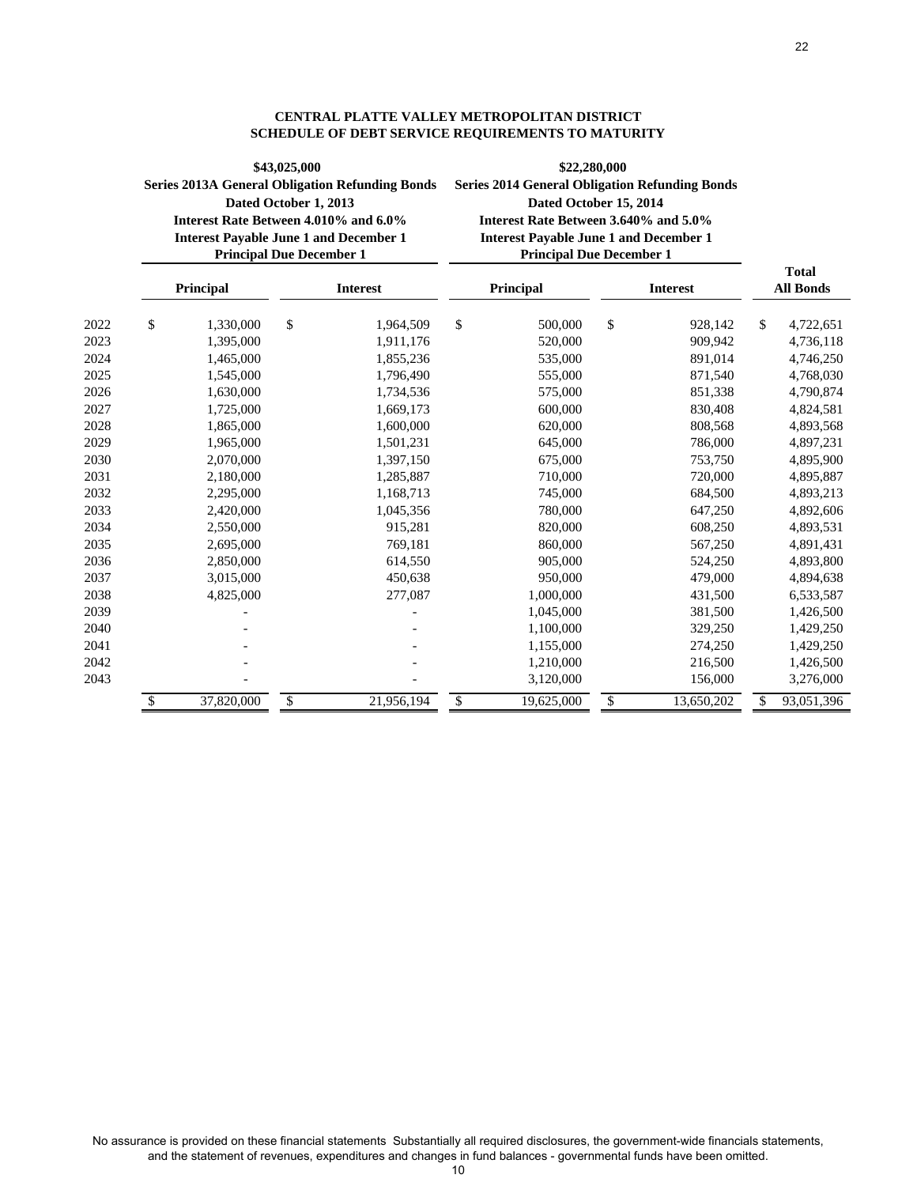# CENTRAL PLATTE VALLEY METROPOLITAN DISTRICT
## SCHEDULE OF DEBT SERVICE REQUIREMENTS TO MATURITY

| | $43,025,000 Series 2013A General Obligation Refunding Bonds Dated October 1, 2013 Interest Rate Between 4.010% and 6.0% Interest Payable June 1 and December 1 Principal Due December 1 | | $22,280,000 Series 2014 General Obligation Refunding Bonds Dated October 15, 2014 Interest Rate Between 3.640% and 5.0% Interest Payable June 1 and December 1 Principal Due December 1 | | |
|---|---|---|---|---|---|
| | **Principal** | **Interest** | **Principal** | **Interest** | **Total All Bonds** |
| 2022 | $ 1,330,000 | $ 1,964,509 | $ 500,000 | $ 928,142 | $ 4,722,651 |
| 2023 | 1,395,000 | 1,911,176 | 520,000 | 909,942 | 4,736,118 |
| 2024 | 1,465,000 | 1,855,236 | 535,000 | 891,014 | 4,746,250 |
| 2025 | 1,545,000 | 1,796,490 | 555,000 | 871,540 | 4,768,030 |
| 2026 | 1,630,000 | 1,734,536 | 575,000 | 851,338 | 4,790,874 |
| 2027 | 1,725,000 | 1,669,173 | 600,000 | 830,408 | 4,824,581 |
| 2028 | 1,865,000 | 1,600,000 | 620,000 | 808,568 | 4,893,568 |
| 2029 | 1,965,000 | 1,501,231 | 645,000 | 786,000 | 4,897,231 |
| 2030 | 2,070,000 | 1,397,150 | 675,000 | 753,750 | 4,895,900 |
| 2031 | 2,180,000 | 1,285,887 | 710,000 | 720,000 | 4,895,887 |
| 2032 | 2,295,000 | 1,168,713 | 745,000 | 684,500 | 4,893,213 |
| 2033 | 2,420,000 | 1,045,356 | 780,000 | 647,250 | 4,892,606 |
| 2034 | 2,550,000 | 915,281 | 820,000 | 608,250 | 4,893,531 |
| 2035 | 2,695,000 | 769,181 | 860,000 | 567,250 | 4,891,431 |
| 2036 | 2,850,000 | 614,550 | 905,000 | 524,250 | 4,893,800 |
| 2037 | 3,015,000 | 450,638 | 950,000 | 479,000 | 4,894,638 |
| 2038 | 4,825,000 | 277,087 | 1,000,000 | 431,500 | 6,533,587 |
| 2039 | - | - | 1,045,000 | 381,500 | 1,426,500 |
| 2040 | - | - | 1,100,000 | 329,250 | 1,429,250 |
| 2041 | - | - | 1,155,000 | 274,250 | 1,429,250 |
| 2042 | - | - | 1,210,000 | 216,500 | 1,426,500 |
| 2043 | - | - | 3,120,000 | 156,000 | 3,276,000 |
| | $ 37,820,000 | $ 21,956,194 | $ 19,625,000 | $ 13,650,202 | $ 93,051,396 |

No assurance is provided on these financial statements Substantially all required disclosures, the government-wide financials statements, and the statement of revenues, expenditures and changes in fund balances - governmental funds have been omitted.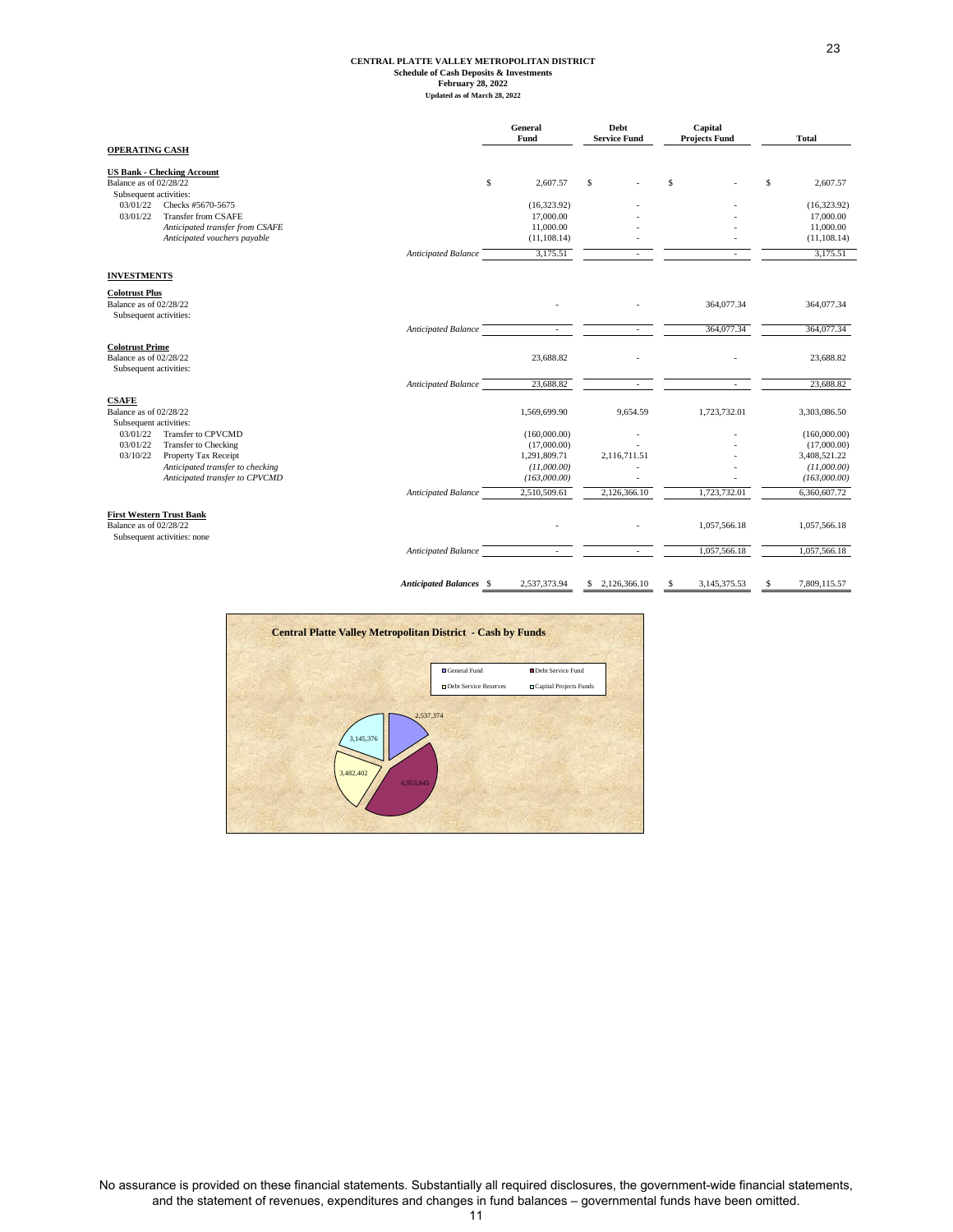# CENTRAL PLATTE VALLEY METROPOLITAN DISTRICT

**Schedule of Cash Deposits & Investments**
**February 28, 2022**
**Updated as of March 28, 2022**

| | | General Fund | Debt Service Fund | Capital Projects Fund | Total |
|---|---|---|---|---|---|
| **OPERATING CASH** | | | | | |
| **US Bank - Checking Account** | | | | | |
| Balance as of 02/28/22 | | $ 2,607.57 | $ - | $ - | $ 2,607.57 |
| Subsequent activities: | | | | | |
| 03/01/22 | Checks #5670-5675 | (16,323.92) | - | - | (16,323.92) |
| 03/01/22 | Transfer from CSAFE | 17,000.00 | - | - | 17,000.00 |
| | *Anticipated transfer from CSAFE* | 11,000.00 | - | - | 11,000.00 |
| | *Anticipated vouchers payable* | (11,108.14) | - | - | (11,108.14) |
| | *Anticipated Balance* | 3,175.51 | - | - | 3,175.51 |
| **INVESTMENTS** | | | | | |
| **Colotrust Plus** | | | | | |
| Balance as of 02/28/22 | | - | - | 364,077.34 | 364,077.34 |
| Subsequent activities: | | | | | |
| | *Anticipated Balance* | - | - | 364,077.34 | 364,077.34 |
| **Colotrust Prime** | | | | | |
| Balance as of 02/28/22 | | 23,688.82 | - | - | 23,688.82 |
| Subsequent activities: | | | | | |
| | *Anticipated Balance* | 23,688.82 | - | - | 23,688.82 |
| **CSAFE** | | | | | |
| Balance as of 02/28/22 | | 1,569,699.90 | 9,654.59 | 1,723,732.01 | 3,303,086.50 |
| Subsequent activities: | | | | | |
| 03/01/22 | Transfer to CPVCMD | (160,000.00) | - | - | (160,000.00) |
| 03/01/22 | Transfer to Checking | (17,000.00) | - | - | (17,000.00) |
| 03/10/22 | Property Tax Receipt | 1,291,809.71 | 2,116,711.51 | - | 3,408,521.22 |
| | *Anticipated transfer to checking* | *(11,000.00)* | - | - | *(11,000.00)* |
| | *Anticipated transfer to CPVCMD* | *(163,000.00)* | - | - | *(163,000.00)* |
| | *Anticipated Balance* | 2,510,509.61 | 2,126,366.10 | 1,723,732.01 | 6,360,607.72 |
| **First Western Trust Bank** | | | | | |
| Balance as of 02/28/22 | | - | - | 1,057,566.18 | 1,057,566.18 |
| Subsequent activities: none | | | | | |
| | *Anticipated Balance* | - | - | 1,057,566.18 | 1,057,566.18 |
| | ***Anticipated Balances*** | $ 2,537,373.94 | $ 2,126,366.10 | $ 3,145,375.53 | $ 7,809,115.57 |

**Central Platte Valley Metropolitan District - Cash by Funds**

| Fund | Amount |
|---|---|
| General Fund | 2,537,374 |
| Debt Service Fund | 6,953,845 |
| Debt Service Reserves | 3,482,402 |
| Capital Projects Funds | 3,145,376 |

No assurance is provided on these financial statements. Substantially all required disclosures, the government-wide financial statements, and the statement of revenues, expenditures and changes in fund balances – governmental funds have been omitted.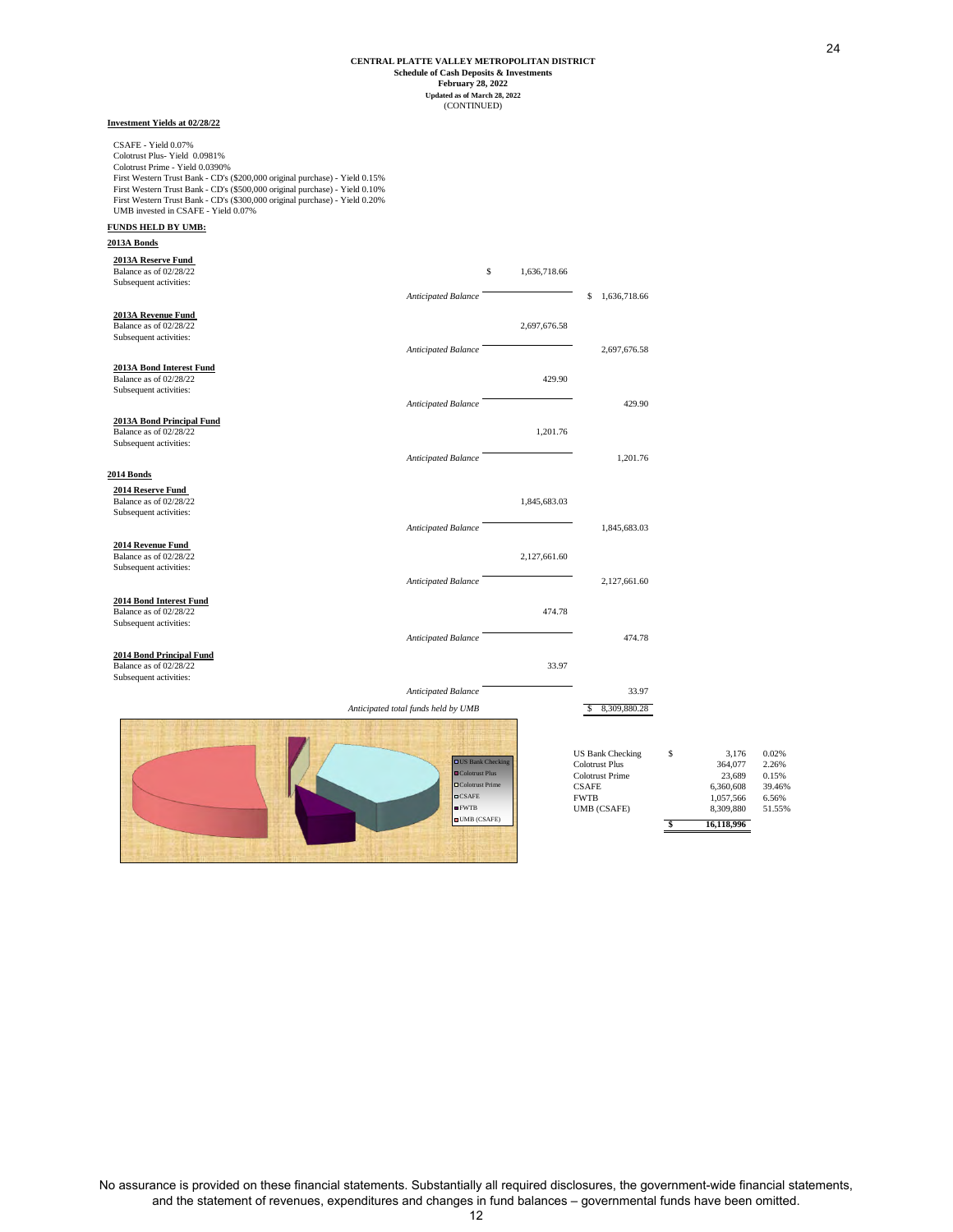# CENTRAL PLATTE VALLEY METROPOLITAN DISTRICT

**Schedule of Cash Deposits & Investments**
**February 28, 2022**
**Updated as of March 28, 2022**
(CONTINUED)

**Investment Yields at 02/28/22**

CSAFE - Yield 0.07%
Colotrust Plus- Yield 0.0981%
Colotrust Prime - Yield 0.0390%
First Western Trust Bank - CD's ($200,000 original purchase) - Yield 0.15%
First Western Trust Bank - CD's ($500,000 original purchase) - Yield 0.10%
First Western Trust Bank - CD's ($300,000 original purchase) - Yield 0.20%
UMB invested in CSAFE - Yield 0.07%

**FUNDS HELD BY UMB:**

**2013A Bonds**

| | | |
|---|---|---|
| **2013A Reserve Fund** | | |
| Balance as of 02/28/22 | $ 1,636,718.66 | |
| Subsequent activities: | | |
| *Anticipated Balance* | | $ 1,636,718.66 |
| **2013A Revenue Fund** | | |
| Balance as of 02/28/22 | 2,697,676.58 | |
| Subsequent activities: | | |
| *Anticipated Balance* | | 2,697,676.58 |
| **2013A Bond Interest Fund** | | |
| Balance as of 02/28/22 | 429.90 | |
| Subsequent activities: | | |
| *Anticipated Balance* | | 429.90 |
| **2013A Bond Principal Fund** | | |
| Balance as of 02/28/22 | 1,201.76 | |
| Subsequent activities: | | |
| *Anticipated Balance* | | 1,201.76 |

**2014 Bonds**

| | | |
|---|---|---|
| **2014 Reserve Fund** | | |
| Balance as of 02/28/22 | 1,845,683.03 | |
| Subsequent activities: | | |
| *Anticipated Balance* | | 1,845,683.03 |
| **2014 Revenue Fund** | | |
| Balance as of 02/28/22 | 2,127,661.60 | |
| Subsequent activities: | | |
| *Anticipated Balance* | | 2,127,661.60 |
| **2014 Bond Interest Fund** | | |
| Balance as of 02/28/22 | 474.78 | |
| Subsequent activities: | | |
| *Anticipated Balance* | | 474.78 |
| **2014 Bond Principal Fund** | | |
| Balance as of 02/28/22 | 33.97 | |
| Subsequent activities: | | |
| *Anticipated Balance* | | 33.97 |
| *Anticipated total funds held by UMB* | | $ 8,309,880.28 |

| | | |
|---|---|---|
| US Bank Checking | $ 3,176 | 0.02% |
| Colotrust Plus | 364,077 | 2.26% |
| Colotrust Prime | 23,689 | 0.15% |
| CSAFE | 6,360,608 | 39.46% |
| FWTB | 1,057,566 | 6.56% |
| UMB (CSAFE) | 8,309,880 | 51.55% |
| | **$ 16,118,996** | |

No assurance is provided on these financial statements. Substantially all required disclosures, the government-wide financial statements, and the statement of revenues, expenditures and changes in fund balances – governmental funds have been omitted.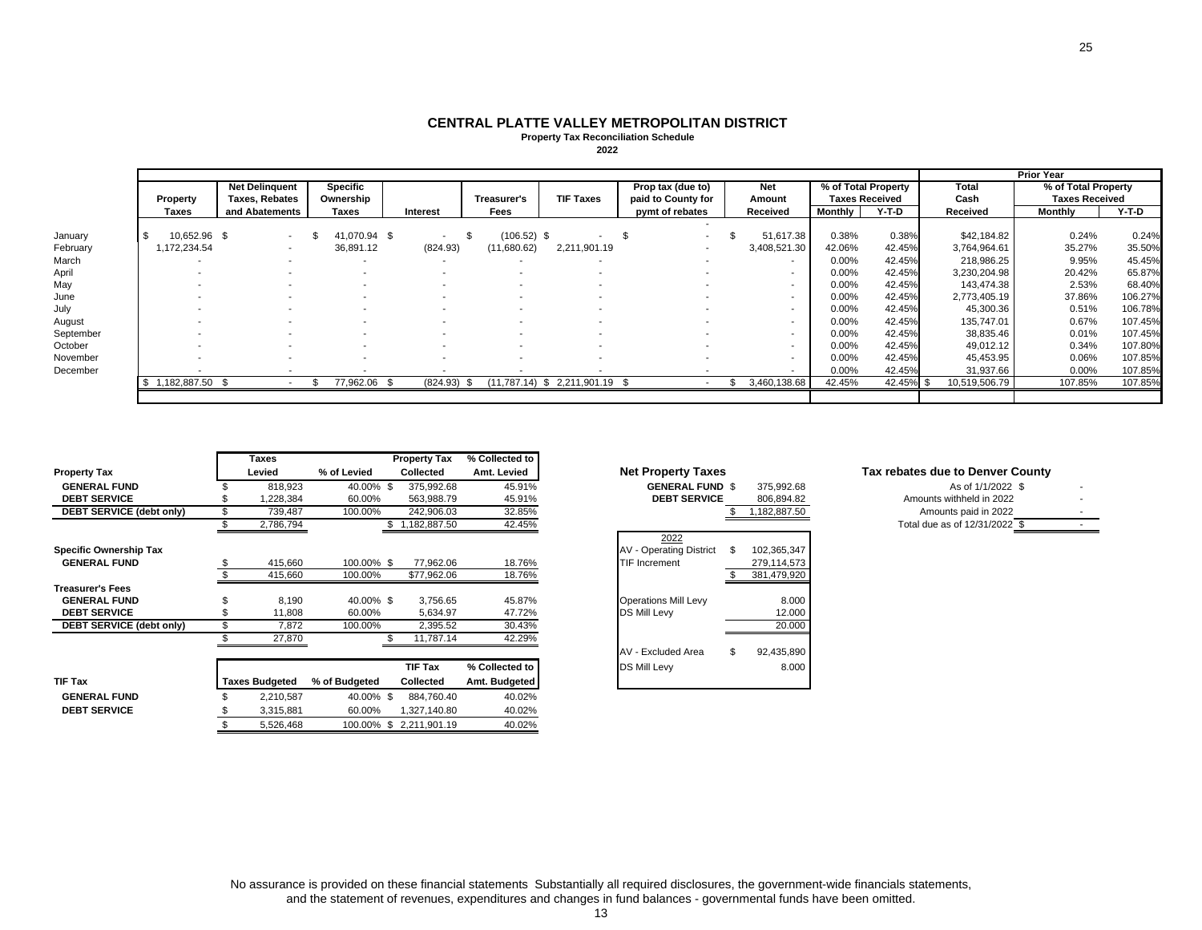# CENTRAL PLATTE VALLEY METROPOLITAN DISTRICT

**Property Tax Reconciliation Schedule**

**2022**

| | Property Taxes | Net Delinquent Taxes, Rebates and Abatements | Specific Ownership Taxes | Interest | Treasurer's Fees | TIF Taxes | Prop tax (due to) paid to County for pymt of rebates | Net Amount Received | % of Total Property Taxes Received Monthly | % of Total Property Taxes Received Y-T-D | Prior Year Total Cash Received | Prior Year % of Total Property Taxes Received Monthly | Prior Year % of Total Property Taxes Received Y-T-D |
|---|---|---|---|---|---|---|---|---|---|---|---|---|---|
| January | $ 10,652.96 | $ - | $ 41,070.94 | $ - | $ (106.52) | $ - | $ - | $ 51,617.38 | 0.38% | 0.38% | $42,184.82 | 0.24% | 0.24% |
| February | 1,172,234.54 | - | 36,891.12 | (824.93) | (11,680.62) | 2,211,901.19 | - | 3,408,521.30 | 42.06% | 42.45% | 3,764,964.61 | 35.27% | 35.50% |
| March | - | - | - | - | - | - | - | - | 0.00% | 42.45% | 218,986.25 | 9.95% | 45.45% |
| April | - | - | - | - | - | - | - | - | 0.00% | 42.45% | 3,230,204.98 | 20.42% | 65.87% |
| May | - | - | - | - | - | - | - | - | 0.00% | 42.45% | 143,474.38 | 2.53% | 68.40% |
| June | - | - | - | - | - | - | - | - | 0.00% | 42.45% | 2,773,405.19 | 37.86% | 106.27% |
| July | - | - | - | - | - | - | - | - | 0.00% | 42.45% | 45,300.36 | 0.51% | 106.78% |
| August | - | - | - | - | - | - | - | - | 0.00% | 42.45% | 135,747.01 | 0.67% | 107.45% |
| September | - | - | - | - | - | - | - | - | 0.00% | 42.45% | 38,835.46 | 0.01% | 107.45% |
| October | - | - | - | - | - | - | - | - | 0.00% | 42.45% | 49,012.12 | 0.34% | 107.80% |
| November | - | - | - | - | - | - | - | - | 0.00% | 42.45% | 45,453.95 | 0.06% | 107.85% |
| December | - | - | - | - | - | - | - | - | 0.00% | 42.45% | 31,937.66 | 0.00% | 107.85% |
| | $ 1,182,887.50 | $ - | $ 77,962.06 | $ (824.93) | $ (11,787.14) | $ 2,211,901.19 | $ - | $ 3,460,138.68 | 42.45% | 42.45% | $ 10,519,506.79 | 107.85% | 107.85% |

| Property Tax | Taxes Levied | % of Levied | Property Tax Collected | % Collected to Amt. Levied |
|---|---|---|---|---|
| GENERAL FUND | $ 818,923 | 40.00% | $ 375,992.68 | 45.91% |
| DEBT SERVICE | $ 1,228,384 | 60.00% | 563,988.79 | 45.91% |
| DEBT SERVICE (debt only) | $ 739,487 | 100.00% | 242,906.03 | 32.85% |
| | $ 2,786,794 | | $ 1,182,887.50 | 42.45% |
| **Specific Ownership Tax** | | | | |
| GENERAL FUND | $ 415,660 | 100.00% | $ 77,962.06 | 18.76% |
| | $ 415,660 | 100.00% | $77,962.06 | 18.76% |
| **Treasurer's Fees** | | | | |
| GENERAL FUND | $ 8,190 | 40.00% | $ 3,756.65 | 45.87% |
| DEBT SERVICE | $ 11,808 | 60.00% | 5,634.97 | 47.72% |
| DEBT SERVICE (debt only) | $ 7,872 | 100.00% | 2,395.52 | 30.43% |
| | $ 27,870 | | $ 11,787.14 | 42.29% |

| TIF Tax | Taxes Budgeted | % of Budgeted | TIF Tax Collected | % Collected to Amt. Budgeted |
|---|---|---|---|---|
| GENERAL FUND | $ 2,210,587 | 40.00% | $ 884,760.40 | 40.02% |
| DEBT SERVICE | $ 3,315,881 | 60.00% | 1,327,140.80 | 40.02% |
| | $ 5,526,468 | 100.00% | $ 2,211,901.19 | 40.02% |

**Net Property Taxes**

| | |
|---|---|
| GENERAL FUND | $ 375,992.68 |
| DEBT SERVICE | 806,894.82 |
| | $ 1,182,887.50 |

| 2022 | |
|---|---|
| AV - Operating District | $ 102,365,347 |
| TIF Increment | 279,114,573 |
| | $ 381,479,920 |
| Operations Mill Levy | 8.000 |
| DS Mill Levy | 12.000 |
| | 20.000 |
| AV - Excluded Area | $ 92,435,890 |
| DS Mill Levy | 8.000 |

**Tax rebates due to Denver County**

| | |
|---|---|
| As of 1/1/2022 | $ - |
| Amounts withheld in 2022 | - |
| Amounts paid in 2022 | - |
| Total due as of 12/31/2022 | $ - |

No assurance is provided on these financial statements Substantially all required disclosures, the government-wide financials statements, and the statement of revenues, expenditures and changes in fund balances - governmental funds have been omitted.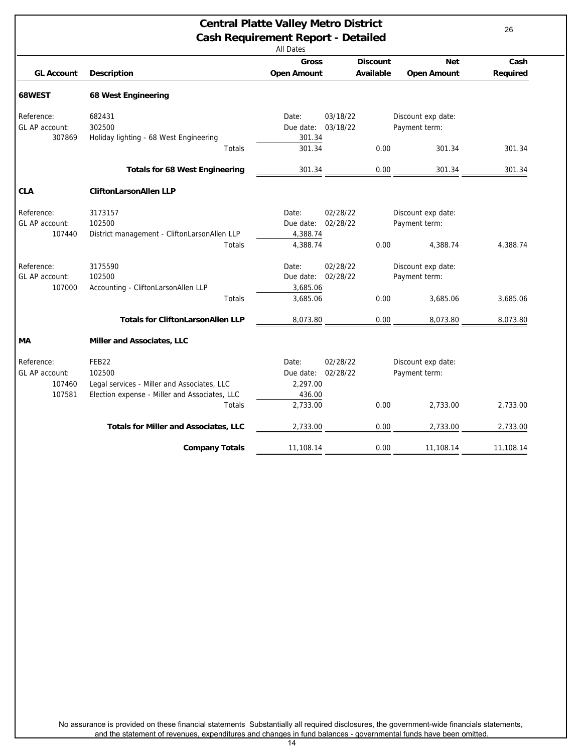# Central Platte Valley Metro District

## Cash Requirement Report - Detailed

All Dates

| GL Account | Description | Gross Open Amount | | Discount Available | Net Open Amount | Cash Required |
|---|---|---|---|---|---|---|
| **68WEST** | **68 West Engineering** | | | | | |
| Reference: | 682431 | Date: | 03/18/22 | | Discount exp date: | |
| GL AP account: | 302500 | Due date: | 03/18/22 | | Payment term: | |
| 307869 | Holiday lighting - 68 West Engineering | 301.34 | | | | |
| | Totals | 301.34 | | 0.00 | 301.34 | 301.34 |
| | **Totals for 68 West Engineering** | 301.34 | | 0.00 | 301.34 | 301.34 |
| **CLA** | **CliftonLarsonAllen LLP** | | | | | |
| Reference: | 3173157 | Date: | 02/28/22 | | Discount exp date: | |
| GL AP account: | 102500 | Due date: | 02/28/22 | | Payment term: | |
| 107440 | District management - CliftonLarsonAllen LLP | 4,388.74 | | | | |
| | Totals | 4,388.74 | | 0.00 | 4,388.74 | 4,388.74 |
| Reference: | 3175590 | Date: | 02/28/22 | | Discount exp date: | |
| GL AP account: | 102500 | Due date: | 02/28/22 | | Payment term: | |
| 107000 | Accounting - CliftonLarsonAllen LLP | 3,685.06 | | | | |
| | Totals | 3,685.06 | | 0.00 | 3,685.06 | 3,685.06 |
| | **Totals for CliftonLarsonAllen LLP** | 8,073.80 | | 0.00 | 8,073.80 | 8,073.80 |
| **MA** | **Miller and Associates, LLC** | | | | | |
| Reference: | FEB22 | Date: | 02/28/22 | | Discount exp date: | |
| GL AP account: | 102500 | Due date: | 02/28/22 | | Payment term: | |
| 107460 | Legal services - Miller and Associates, LLC | 2,297.00 | | | | |
| 107581 | Election expense - Miller and Associates, LLC | 436.00 | | | | |
| | Totals | 2,733.00 | | 0.00 | 2,733.00 | 2,733.00 |
| | **Totals for Miller and Associates, LLC** | 2,733.00 | | 0.00 | 2,733.00 | 2,733.00 |
| | **Company Totals** | 11,108.14 | | 0.00 | 11,108.14 | 11,108.14 |

No assurance is provided on these financial statements Substantially all required disclosures, the government-wide financials statements, and the statement of revenues, expenditures and changes in fund balances - governmental funds have been omitted.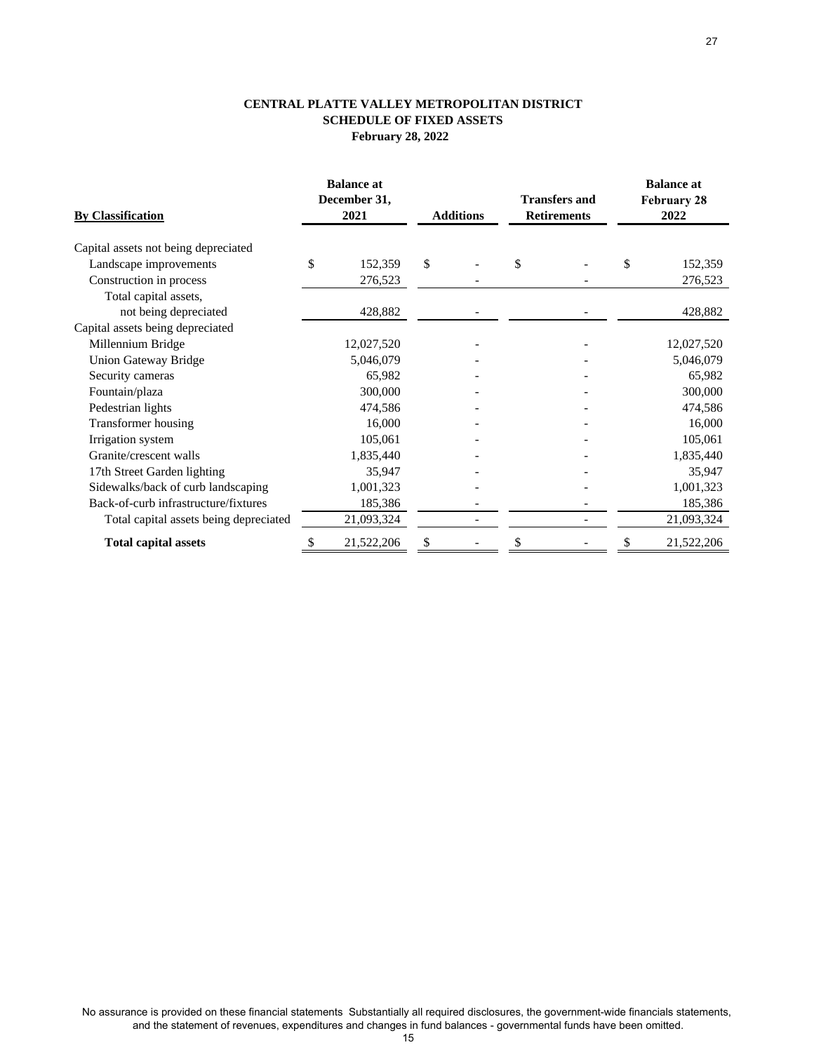**CENTRAL PLATTE VALLEY METROPOLITAN DISTRICT**
**SCHEDULE OF FIXED ASSETS**
**February 28, 2022**

| By Classification | Balance at December 31, 2021 | Additions | Transfers and Retirements | Balance at February 28 2022 |
|---|---|---|---|---|
| Capital assets not being depreciated | | | | |
| Landscape improvements | $ 152,359 | $ - | $ - | $ 152,359 |
| Construction in process | 276,523 | - | - | 276,523 |
| Total capital assets, not being depreciated | 428,882 | - | - | 428,882 |
| Capital assets being depreciated | | | | |
| Millennium Bridge | 12,027,520 | - | - | 12,027,520 |
| Union Gateway Bridge | 5,046,079 | - | - | 5,046,079 |
| Security cameras | 65,982 | - | - | 65,982 |
| Fountain/plaza | 300,000 | - | - | 300,000 |
| Pedestrian lights | 474,586 | - | - | 474,586 |
| Transformer housing | 16,000 | - | - | 16,000 |
| Irrigation system | 105,061 | - | - | 105,061 |
| Granite/crescent walls | 1,835,440 | - | - | 1,835,440 |
| 17th Street Garden lighting | 35,947 | - | - | 35,947 |
| Sidewalks/back of curb landscaping | 1,001,323 | - | - | 1,001,323 |
| Back-of-curb infrastructure/fixtures | 185,386 | - | - | 185,386 |
| Total capital assets being depreciated | 21,093,324 | - | - | 21,093,324 |
| **Total capital assets** | $ 21,522,206 | $ - | $ - | $ 21,522,206 |

No assurance is provided on these financial statements Substantially all required disclosures, the government-wide financials statements, and the statement of revenues, expenditures and changes in fund balances - governmental funds have been omitted.